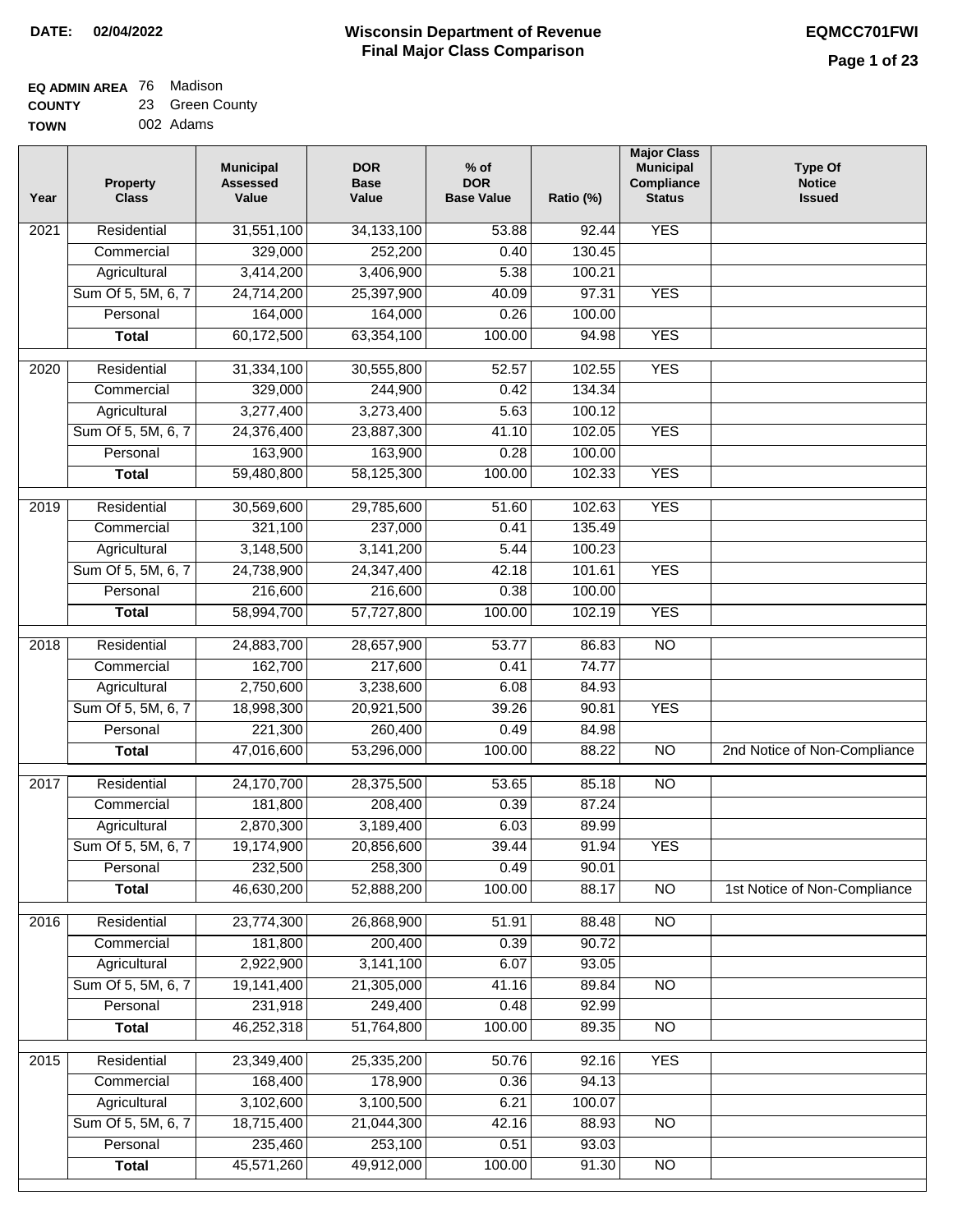**DATE:** 02/04/2022

# Wisconsin Department of Revenue
## Final Major Class Comparison

EQMCC701FWI

**EQ ADMIN AREA** 76 Madison
**COUNTY** 23 Green County
**TOWN** 002 Adams

| Year | Property Class | Municipal Assessed Value | DOR Base Value | % of DOR Base Value | Ratio (%) | Major Class Municipal Compliance Status | Type Of Notice Issued |
|---|---|---|---|---|---|---|---|
| 2021 | Residential | 31,551,100 | 34,133,100 | 53.88 | 92.44 | YES | |
| | Commercial | 329,000 | 252,200 | 0.40 | 130.45 | | |
| | Agricultural | 3,414,200 | 3,406,900 | 5.38 | 100.21 | | |
| | Sum Of 5, 5M, 6, 7 | 24,714,200 | 25,397,900 | 40.09 | 97.31 | YES | |
| | Personal | 164,000 | 164,000 | 0.26 | 100.00 | | |
| | **Total** | 60,172,500 | 63,354,100 | 100.00 | 94.98 | YES | |
| 2020 | Residential | 31,334,100 | 30,555,800 | 52.57 | 102.55 | YES | |
| | Commercial | 329,000 | 244,900 | 0.42 | 134.34 | | |
| | Agricultural | 3,277,400 | 3,273,400 | 5.63 | 100.12 | | |
| | Sum Of 5, 5M, 6, 7 | 24,376,400 | 23,887,300 | 41.10 | 102.05 | YES | |
| | Personal | 163,900 | 163,900 | 0.28 | 100.00 | | |
| | **Total** | 59,480,800 | 58,125,300 | 100.00 | 102.33 | YES | |
| 2019 | Residential | 30,569,600 | 29,785,600 | 51.60 | 102.63 | YES | |
| | Commercial | 321,100 | 237,000 | 0.41 | 135.49 | | |
| | Agricultural | 3,148,500 | 3,141,200 | 5.44 | 100.23 | | |
| | Sum Of 5, 5M, 6, 7 | 24,738,900 | 24,347,400 | 42.18 | 101.61 | YES | |
| | Personal | 216,600 | 216,600 | 0.38 | 100.00 | | |
| | **Total** | 58,994,700 | 57,727,800 | 100.00 | 102.19 | YES | |
| 2018 | Residential | 24,883,700 | 28,657,900 | 53.77 | 86.83 | NO | |
| | Commercial | 162,700 | 217,600 | 0.41 | 74.77 | | |
| | Agricultural | 2,750,600 | 3,238,600 | 6.08 | 84.93 | | |
| | Sum Of 5, 5M, 6, 7 | 18,998,300 | 20,921,500 | 39.26 | 90.81 | YES | |
| | Personal | 221,300 | 260,400 | 0.49 | 84.98 | | |
| | **Total** | 47,016,600 | 53,296,000 | 100.00 | 88.22 | NO | 2nd Notice of Non-Compliance |
| 2017 | Residential | 24,170,700 | 28,375,500 | 53.65 | 85.18 | NO | |
| | Commercial | 181,800 | 208,400 | 0.39 | 87.24 | | |
| | Agricultural | 2,870,300 | 3,189,400 | 6.03 | 89.99 | | |
| | Sum Of 5, 5M, 6, 7 | 19,174,900 | 20,856,600 | 39.44 | 91.94 | YES | |
| | Personal | 232,500 | 258,300 | 0.49 | 90.01 | | |
| | **Total** | 46,630,200 | 52,888,200 | 100.00 | 88.17 | NO | 1st Notice of Non-Compliance |
| 2016 | Residential | 23,774,300 | 26,868,900 | 51.91 | 88.48 | NO | |
| | Commercial | 181,800 | 200,400 | 0.39 | 90.72 | | |
| | Agricultural | 2,922,900 | 3,141,100 | 6.07 | 93.05 | | |
| | Sum Of 5, 5M, 6, 7 | 19,141,400 | 21,305,000 | 41.16 | 89.84 | NO | |
| | Personal | 231,918 | 249,400 | 0.48 | 92.99 | | |
| | **Total** | 46,252,318 | 51,764,800 | 100.00 | 89.35 | NO | |
| 2015 | Residential | 23,349,400 | 25,335,200 | 50.76 | 92.16 | YES | |
| | Commercial | 168,400 | 178,900 | 0.36 | 94.13 | | |
| | Agricultural | 3,102,600 | 3,100,500 | 6.21 | 100.07 | | |
| | Sum Of 5, 5M, 6, 7 | 18,715,400 | 21,044,300 | 42.16 | 88.93 | NO | |
| | Personal | 235,460 | 253,100 | 0.51 | 93.03 | | |
| | **Total** | 45,571,260 | 49,912,000 | 100.00 | 91.30 | NO | |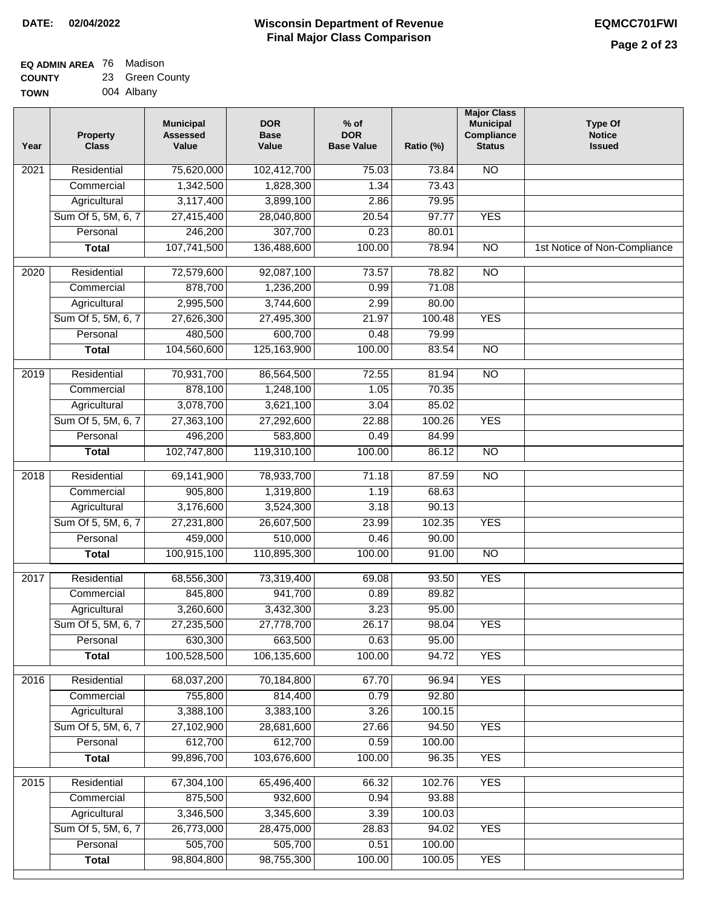**Wisconsin Department of Revenue**
**Final Major Class Comparison**

DATE: 02/04/2022

EQMCC701FWI

| | | |
|---|---|---|
| **EQ ADMIN AREA** | 76 | Madison |
| **COUNTY** | 23 | Green County |
| **TOWN** | 004 | Albany |

| Year | Property Class | Municipal Assessed Value | DOR Base Value | % of DOR Base Value | Ratio (%) | Major Class Municipal Compliance Status | Type Of Notice Issued |
|---|---|---|---|---|---|---|---|
| 2021 | Residential | 75,620,000 | 102,412,700 | 75.03 | 73.84 | NO | |
| | Commercial | 1,342,500 | 1,828,300 | 1.34 | 73.43 | | |
| | Agricultural | 3,117,400 | 3,899,100 | 2.86 | 79.95 | | |
| | Sum Of 5, 5M, 6, 7 | 27,415,400 | 28,040,800 | 20.54 | 97.77 | YES | |
| | Personal | 246,200 | 307,700 | 0.23 | 80.01 | | |
| | **Total** | 107,741,500 | 136,488,600 | 100.00 | 78.94 | NO | 1st Notice of Non-Compliance |
| 2020 | Residential | 72,579,600 | 92,087,100 | 73.57 | 78.82 | NO | |
| | Commercial | 878,700 | 1,236,200 | 0.99 | 71.08 | | |
| | Agricultural | 2,995,500 | 3,744,600 | 2.99 | 80.00 | | |
| | Sum Of 5, 5M, 6, 7 | 27,626,300 | 27,495,300 | 21.97 | 100.48 | YES | |
| | Personal | 480,500 | 600,700 | 0.48 | 79.99 | | |
| | **Total** | 104,560,600 | 125,163,900 | 100.00 | 83.54 | NO | |
| 2019 | Residential | 70,931,700 | 86,564,500 | 72.55 | 81.94 | NO | |
| | Commercial | 878,100 | 1,248,100 | 1.05 | 70.35 | | |
| | Agricultural | 3,078,700 | 3,621,100 | 3.04 | 85.02 | | |
| | Sum Of 5, 5M, 6, 7 | 27,363,100 | 27,292,600 | 22.88 | 100.26 | YES | |
| | Personal | 496,200 | 583,800 | 0.49 | 84.99 | | |
| | **Total** | 102,747,800 | 119,310,100 | 100.00 | 86.12 | NO | |
| 2018 | Residential | 69,141,900 | 78,933,700 | 71.18 | 87.59 | NO | |
| | Commercial | 905,800 | 1,319,800 | 1.19 | 68.63 | | |
| | Agricultural | 3,176,600 | 3,524,300 | 3.18 | 90.13 | | |
| | Sum Of 5, 5M, 6, 7 | 27,231,800 | 26,607,500 | 23.99 | 102.35 | YES | |
| | Personal | 459,000 | 510,000 | 0.46 | 90.00 | | |
| | **Total** | 100,915,100 | 110,895,300 | 100.00 | 91.00 | NO | |
| 2017 | Residential | 68,556,300 | 73,319,400 | 69.08 | 93.50 | YES | |
| | Commercial | 845,800 | 941,700 | 0.89 | 89.82 | | |
| | Agricultural | 3,260,600 | 3,432,300 | 3.23 | 95.00 | | |
| | Sum Of 5, 5M, 6, 7 | 27,235,500 | 27,778,700 | 26.17 | 98.04 | YES | |
| | Personal | 630,300 | 663,500 | 0.63 | 95.00 | | |
| | **Total** | 100,528,500 | 106,135,600 | 100.00 | 94.72 | YES | |
| 2016 | Residential | 68,037,200 | 70,184,800 | 67.70 | 96.94 | YES | |
| | Commercial | 755,800 | 814,400 | 0.79 | 92.80 | | |
| | Agricultural | 3,388,100 | 3,383,100 | 3.26 | 100.15 | | |
| | Sum Of 5, 5M, 6, 7 | 27,102,900 | 28,681,600 | 27.66 | 94.50 | YES | |
| | Personal | 612,700 | 612,700 | 0.59 | 100.00 | | |
| | **Total** | 99,896,700 | 103,676,600 | 100.00 | 96.35 | YES | |
| 2015 | Residential | 67,304,100 | 65,496,400 | 66.32 | 102.76 | YES | |
| | Commercial | 875,500 | 932,600 | 0.94 | 93.88 | | |
| | Agricultural | 3,346,500 | 3,345,600 | 3.39 | 100.03 | | |
| | Sum Of 5, 5M, 6, 7 | 26,773,000 | 28,475,000 | 28.83 | 94.02 | YES | |
| | Personal | 505,700 | 505,700 | 0.51 | 100.00 | | |
| | **Total** | 98,804,800 | 98,755,300 | 100.00 | 100.05 | YES | |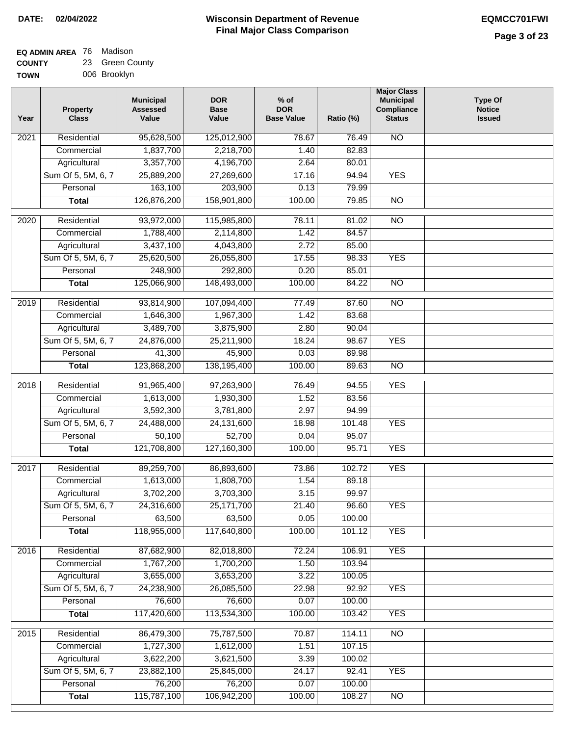**DATE: 02/04/2022**

# Wisconsin Department of Revenue
## Final Major Class Comparison

**EQMCC701FWI**

**EQ ADMIN AREA** 76 Madison
**COUNTY** 23 Green County
**TOWN** 006 Brooklyn

| Year | Property Class | Municipal Assessed Value | DOR Base Value | % of DOR Base Value | Ratio (%) | Major Class Municipal Compliance Status | Type Of Notice Issued |
|---|---|---|---|---|---|---|---|
| 2021 | Residential | 95,628,500 | 125,012,900 | 78.67 | 76.49 | NO | |
| | Commercial | 1,837,700 | 2,218,700 | 1.40 | 82.83 | | |
| | Agricultural | 3,357,700 | 4,196,700 | 2.64 | 80.01 | | |
| | Sum Of 5, 5M, 6, 7 | 25,889,200 | 27,269,600 | 17.16 | 94.94 | YES | |
| | Personal | 163,100 | 203,900 | 0.13 | 79.99 | | |
| | **Total** | 126,876,200 | 158,901,800 | 100.00 | 79.85 | NO | |
| 2020 | Residential | 93,972,000 | 115,985,800 | 78.11 | 81.02 | NO | |
| | Commercial | 1,788,400 | 2,114,800 | 1.42 | 84.57 | | |
| | Agricultural | 3,437,100 | 4,043,800 | 2.72 | 85.00 | | |
| | Sum Of 5, 5M, 6, 7 | 25,620,500 | 26,055,800 | 17.55 | 98.33 | YES | |
| | Personal | 248,900 | 292,800 | 0.20 | 85.01 | | |
| | **Total** | 125,066,900 | 148,493,000 | 100.00 | 84.22 | NO | |
| 2019 | Residential | 93,814,900 | 107,094,400 | 77.49 | 87.60 | NO | |
| | Commercial | 1,646,300 | 1,967,300 | 1.42 | 83.68 | | |
| | Agricultural | 3,489,700 | 3,875,900 | 2.80 | 90.04 | | |
| | Sum Of 5, 5M, 6, 7 | 24,876,000 | 25,211,900 | 18.24 | 98.67 | YES | |
| | Personal | 41,300 | 45,900 | 0.03 | 89.98 | | |
| | **Total** | 123,868,200 | 138,195,400 | 100.00 | 89.63 | NO | |
| 2018 | Residential | 91,965,400 | 97,263,900 | 76.49 | 94.55 | YES | |
| | Commercial | 1,613,000 | 1,930,300 | 1.52 | 83.56 | | |
| | Agricultural | 3,592,300 | 3,781,800 | 2.97 | 94.99 | | |
| | Sum Of 5, 5M, 6, 7 | 24,488,000 | 24,131,600 | 18.98 | 101.48 | YES | |
| | Personal | 50,100 | 52,700 | 0.04 | 95.07 | | |
| | **Total** | 121,708,800 | 127,160,300 | 100.00 | 95.71 | YES | |
| 2017 | Residential | 89,259,700 | 86,893,600 | 73.86 | 102.72 | YES | |
| | Commercial | 1,613,000 | 1,808,700 | 1.54 | 89.18 | | |
| | Agricultural | 3,702,200 | 3,703,300 | 3.15 | 99.97 | | |
| | Sum Of 5, 5M, 6, 7 | 24,316,600 | 25,171,700 | 21.40 | 96.60 | YES | |
| | Personal | 63,500 | 63,500 | 0.05 | 100.00 | | |
| | **Total** | 118,955,000 | 117,640,800 | 100.00 | 101.12 | YES | |
| 2016 | Residential | 87,682,900 | 82,018,800 | 72.24 | 106.91 | YES | |
| | Commercial | 1,767,200 | 1,700,200 | 1.50 | 103.94 | | |
| | Agricultural | 3,655,000 | 3,653,200 | 3.22 | 100.05 | | |
| | Sum Of 5, 5M, 6, 7 | 24,238,900 | 26,085,500 | 22.98 | 92.92 | YES | |
| | Personal | 76,600 | 76,600 | 0.07 | 100.00 | | |
| | **Total** | 117,420,600 | 113,534,300 | 100.00 | 103.42 | YES | |
| 2015 | Residential | 86,479,300 | 75,787,500 | 70.87 | 114.11 | NO | |
| | Commercial | 1,727,300 | 1,612,000 | 1.51 | 107.15 | | |
| | Agricultural | 3,622,200 | 3,621,500 | 3.39 | 100.02 | | |
| | Sum Of 5, 5M, 6, 7 | 23,882,100 | 25,845,000 | 24.17 | 92.41 | YES | |
| | Personal | 76,200 | 76,200 | 0.07 | 100.00 | | |
| | **Total** | 115,787,100 | 106,942,200 | 100.00 | 108.27 | NO | |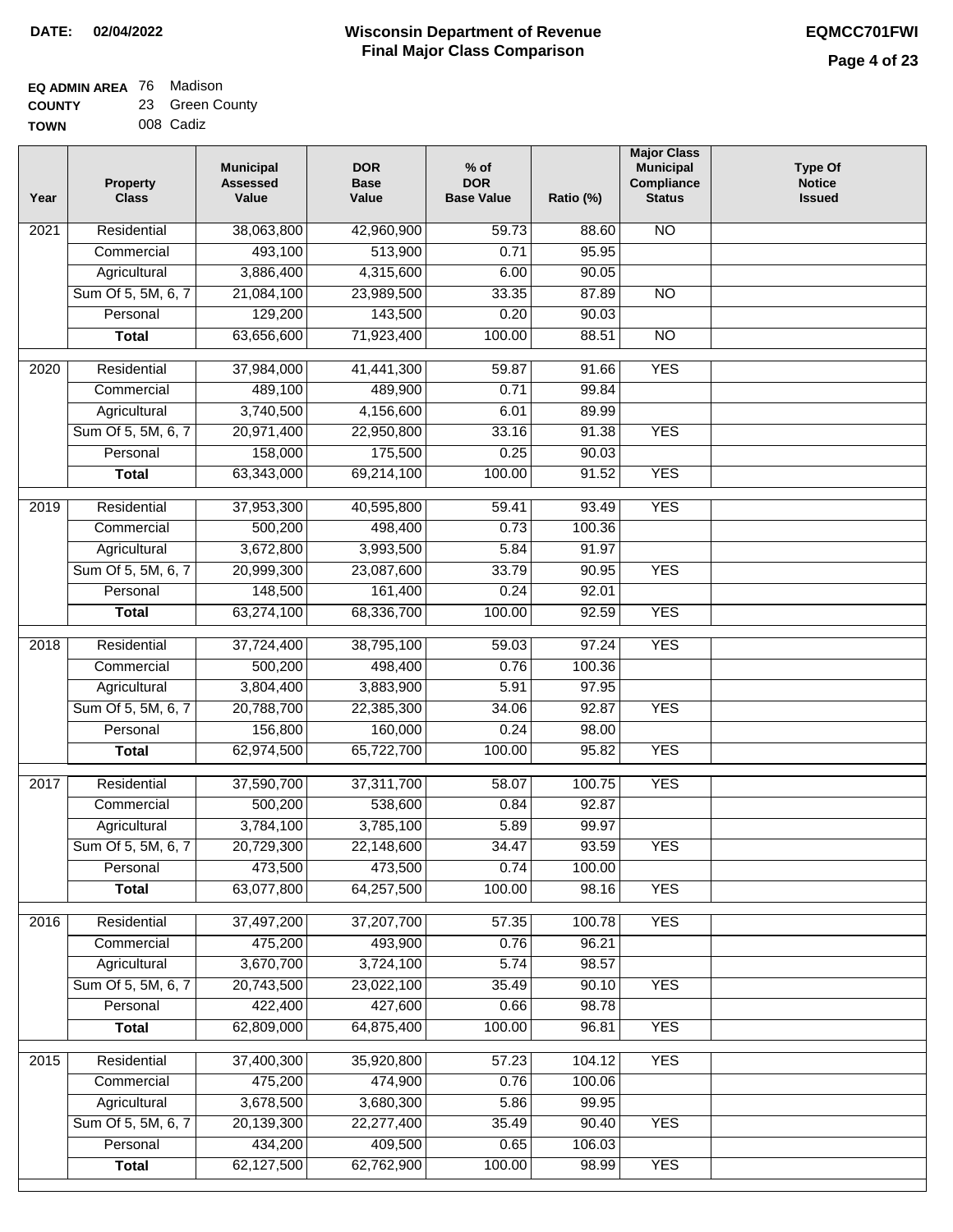**DATE: 02/04/2022**

# Wisconsin Department of Revenue
## Final Major Class Comparison

**EQMCC701FWI**

**EQ ADMIN AREA** 76 Madison
**COUNTY** 23 Green County
**TOWN** 008 Cadiz

| Year | Property Class | Municipal Assessed Value | DOR Base Value | % of DOR Base Value | Ratio (%) | Major Class Municipal Compliance Status | Type Of Notice Issued |
|---|---|---|---|---|---|---|---|
| 2021 | Residential | 38,063,800 | 42,960,900 | 59.73 | 88.60 | NO | |
| | Commercial | 493,100 | 513,900 | 0.71 | 95.95 | | |
| | Agricultural | 3,886,400 | 4,315,600 | 6.00 | 90.05 | | |
| | Sum Of 5, 5M, 6, 7 | 21,084,100 | 23,989,500 | 33.35 | 87.89 | NO | |
| | Personal | 129,200 | 143,500 | 0.20 | 90.03 | | |
| | **Total** | 63,656,600 | 71,923,400 | 100.00 | 88.51 | NO | |
| 2020 | Residential | 37,984,000 | 41,441,300 | 59.87 | 91.66 | YES | |
| | Commercial | 489,100 | 489,900 | 0.71 | 99.84 | | |
| | Agricultural | 3,740,500 | 4,156,600 | 6.01 | 89.99 | | |
| | Sum Of 5, 5M, 6, 7 | 20,971,400 | 22,950,800 | 33.16 | 91.38 | YES | |
| | Personal | 158,000 | 175,500 | 0.25 | 90.03 | | |
| | **Total** | 63,343,000 | 69,214,100 | 100.00 | 91.52 | YES | |
| 2019 | Residential | 37,953,300 | 40,595,800 | 59.41 | 93.49 | YES | |
| | Commercial | 500,200 | 498,400 | 0.73 | 100.36 | | |
| | Agricultural | 3,672,800 | 3,993,500 | 5.84 | 91.97 | | |
| | Sum Of 5, 5M, 6, 7 | 20,999,300 | 23,087,600 | 33.79 | 90.95 | YES | |
| | Personal | 148,500 | 161,400 | 0.24 | 92.01 | | |
| | **Total** | 63,274,100 | 68,336,700 | 100.00 | 92.59 | YES | |
| 2018 | Residential | 37,724,400 | 38,795,100 | 59.03 | 97.24 | YES | |
| | Commercial | 500,200 | 498,400 | 0.76 | 100.36 | | |
| | Agricultural | 3,804,400 | 3,883,900 | 5.91 | 97.95 | | |
| | Sum Of 5, 5M, 6, 7 | 20,788,700 | 22,385,300 | 34.06 | 92.87 | YES | |
| | Personal | 156,800 | 160,000 | 0.24 | 98.00 | | |
| | **Total** | 62,974,500 | 65,722,700 | 100.00 | 95.82 | YES | |
| 2017 | Residential | 37,590,700 | 37,311,700 | 58.07 | 100.75 | YES | |
| | Commercial | 500,200 | 538,600 | 0.84 | 92.87 | | |
| | Agricultural | 3,784,100 | 3,785,100 | 5.89 | 99.97 | | |
| | Sum Of 5, 5M, 6, 7 | 20,729,300 | 22,148,600 | 34.47 | 93.59 | YES | |
| | Personal | 473,500 | 473,500 | 0.74 | 100.00 | | |
| | **Total** | 63,077,800 | 64,257,500 | 100.00 | 98.16 | YES | |
| 2016 | Residential | 37,497,200 | 37,207,700 | 57.35 | 100.78 | YES | |
| | Commercial | 475,200 | 493,900 | 0.76 | 96.21 | | |
| | Agricultural | 3,670,700 | 3,724,100 | 5.74 | 98.57 | | |
| | Sum Of 5, 5M, 6, 7 | 20,743,500 | 23,022,100 | 35.49 | 90.10 | YES | |
| | Personal | 422,400 | 427,600 | 0.66 | 98.78 | | |
| | **Total** | 62,809,000 | 64,875,400 | 100.00 | 96.81 | YES | |
| 2015 | Residential | 37,400,300 | 35,920,800 | 57.23 | 104.12 | YES | |
| | Commercial | 475,200 | 474,900 | 0.76 | 100.06 | | |
| | Agricultural | 3,678,500 | 3,680,300 | 5.86 | 99.95 | | |
| | Sum Of 5, 5M, 6, 7 | 20,139,300 | 22,277,400 | 35.49 | 90.40 | YES | |
| | Personal | 434,200 | 409,500 | 0.65 | 106.03 | | |
| | **Total** | 62,127,500 | 62,762,900 | 100.00 | 98.99 | YES | |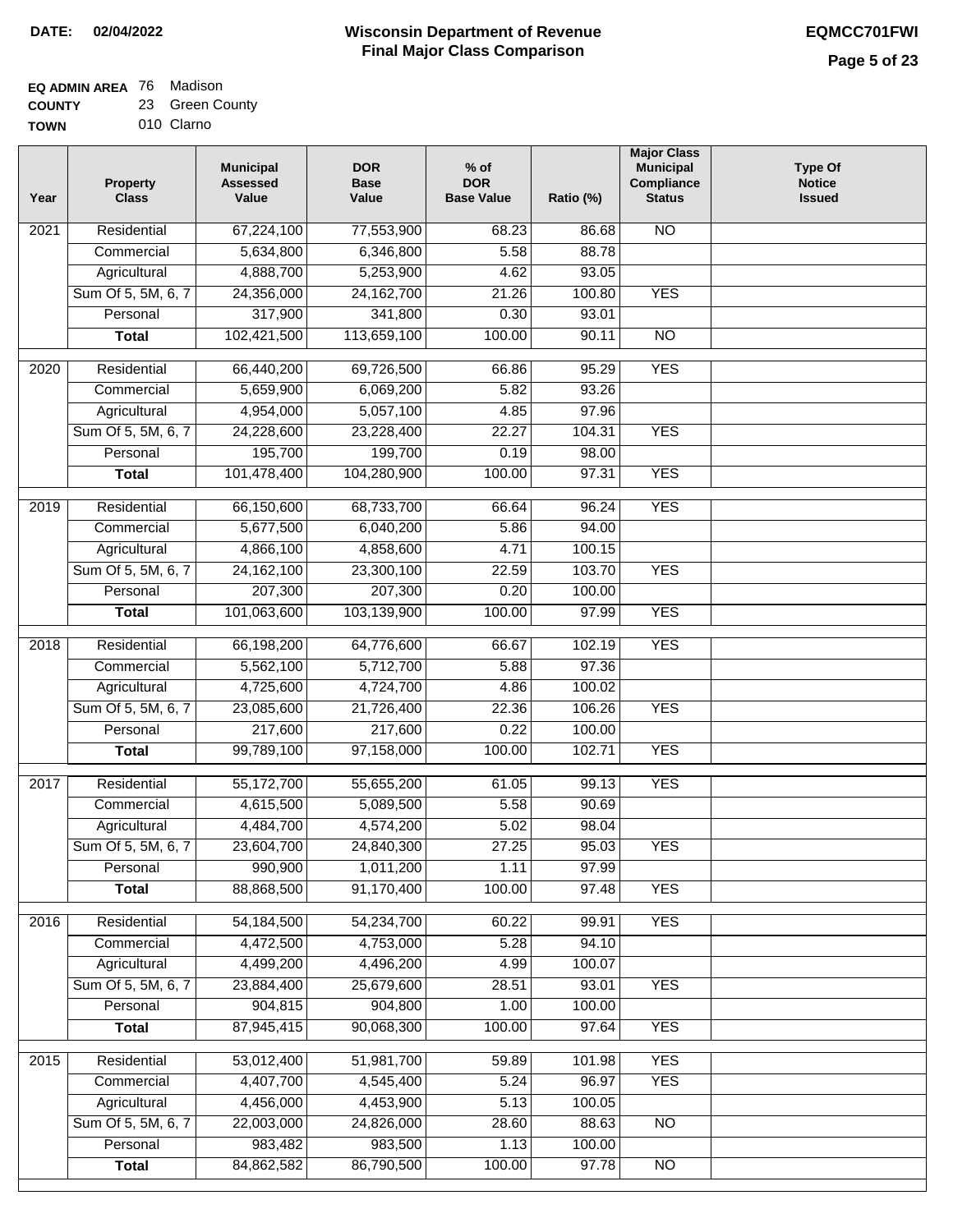**DATE: 02/04/2022**

# Wisconsin Department of Revenue
## Final Major Class Comparison

**EQMCC701FWI**

**EQ ADMIN AREA** 76 Madison
**COUNTY** 23 Green County
**TOWN** 010 Clarno

| Year | Property Class | Municipal Assessed Value | DOR Base Value | % of DOR Base Value | Ratio (%) | Major Class Municipal Compliance Status | Type Of Notice Issued |
|---|---|---|---|---|---|---|---|
| 2021 | Residential | 67,224,100 | 77,553,900 | 68.23 | 86.68 | NO | |
| | Commercial | 5,634,800 | 6,346,800 | 5.58 | 88.78 | | |
| | Agricultural | 4,888,700 | 5,253,900 | 4.62 | 93.05 | | |
| | Sum Of 5, 5M, 6, 7 | 24,356,000 | 24,162,700 | 21.26 | 100.80 | YES | |
| | Personal | 317,900 | 341,800 | 0.30 | 93.01 | | |
| | **Total** | 102,421,500 | 113,659,100 | 100.00 | 90.11 | NO | |
| 2020 | Residential | 66,440,200 | 69,726,500 | 66.86 | 95.29 | YES | |
| | Commercial | 5,659,900 | 6,069,200 | 5.82 | 93.26 | | |
| | Agricultural | 4,954,000 | 5,057,100 | 4.85 | 97.96 | | |
| | Sum Of 5, 5M, 6, 7 | 24,228,600 | 23,228,400 | 22.27 | 104.31 | YES | |
| | Personal | 195,700 | 199,700 | 0.19 | 98.00 | | |
| | **Total** | 101,478,400 | 104,280,900 | 100.00 | 97.31 | YES | |
| 2019 | Residential | 66,150,600 | 68,733,700 | 66.64 | 96.24 | YES | |
| | Commercial | 5,677,500 | 6,040,200 | 5.86 | 94.00 | | |
| | Agricultural | 4,866,100 | 4,858,600 | 4.71 | 100.15 | | |
| | Sum Of 5, 5M, 6, 7 | 24,162,100 | 23,300,100 | 22.59 | 103.70 | YES | |
| | Personal | 207,300 | 207,300 | 0.20 | 100.00 | | |
| | **Total** | 101,063,600 | 103,139,900 | 100.00 | 97.99 | YES | |
| 2018 | Residential | 66,198,200 | 64,776,600 | 66.67 | 102.19 | YES | |
| | Commercial | 5,562,100 | 5,712,700 | 5.88 | 97.36 | | |
| | Agricultural | 4,725,600 | 4,724,700 | 4.86 | 100.02 | | |
| | Sum Of 5, 5M, 6, 7 | 23,085,600 | 21,726,400 | 22.36 | 106.26 | YES | |
| | Personal | 217,600 | 217,600 | 0.22 | 100.00 | | |
| | **Total** | 99,789,100 | 97,158,000 | 100.00 | 102.71 | YES | |
| 2017 | Residential | 55,172,700 | 55,655,200 | 61.05 | 99.13 | YES | |
| | Commercial | 4,615,500 | 5,089,500 | 5.58 | 90.69 | | |
| | Agricultural | 4,484,700 | 4,574,200 | 5.02 | 98.04 | | |
| | Sum Of 5, 5M, 6, 7 | 23,604,700 | 24,840,300 | 27.25 | 95.03 | YES | |
| | Personal | 990,900 | 1,011,200 | 1.11 | 97.99 | | |
| | **Total** | 88,868,500 | 91,170,400 | 100.00 | 97.48 | YES | |
| 2016 | Residential | 54,184,500 | 54,234,700 | 60.22 | 99.91 | YES | |
| | Commercial | 4,472,500 | 4,753,000 | 5.28 | 94.10 | | |
| | Agricultural | 4,499,200 | 4,496,200 | 4.99 | 100.07 | | |
| | Sum Of 5, 5M, 6, 7 | 23,884,400 | 25,679,600 | 28.51 | 93.01 | YES | |
| | Personal | 904,815 | 904,800 | 1.00 | 100.00 | | |
| | **Total** | 87,945,415 | 90,068,300 | 100.00 | 97.64 | YES | |
| 2015 | Residential | 53,012,400 | 51,981,700 | 59.89 | 101.98 | YES | |
| | Commercial | 4,407,700 | 4,545,400 | 5.24 | 96.97 | YES | |
| | Agricultural | 4,456,000 | 4,453,900 | 5.13 | 100.05 | | |
| | Sum Of 5, 5M, 6, 7 | 22,003,000 | 24,826,000 | 28.60 | 88.63 | NO | |
| | Personal | 983,482 | 983,500 | 1.13 | 100.00 | | |
| | **Total** | 84,862,582 | 86,790,500 | 100.00 | 97.78 | NO | |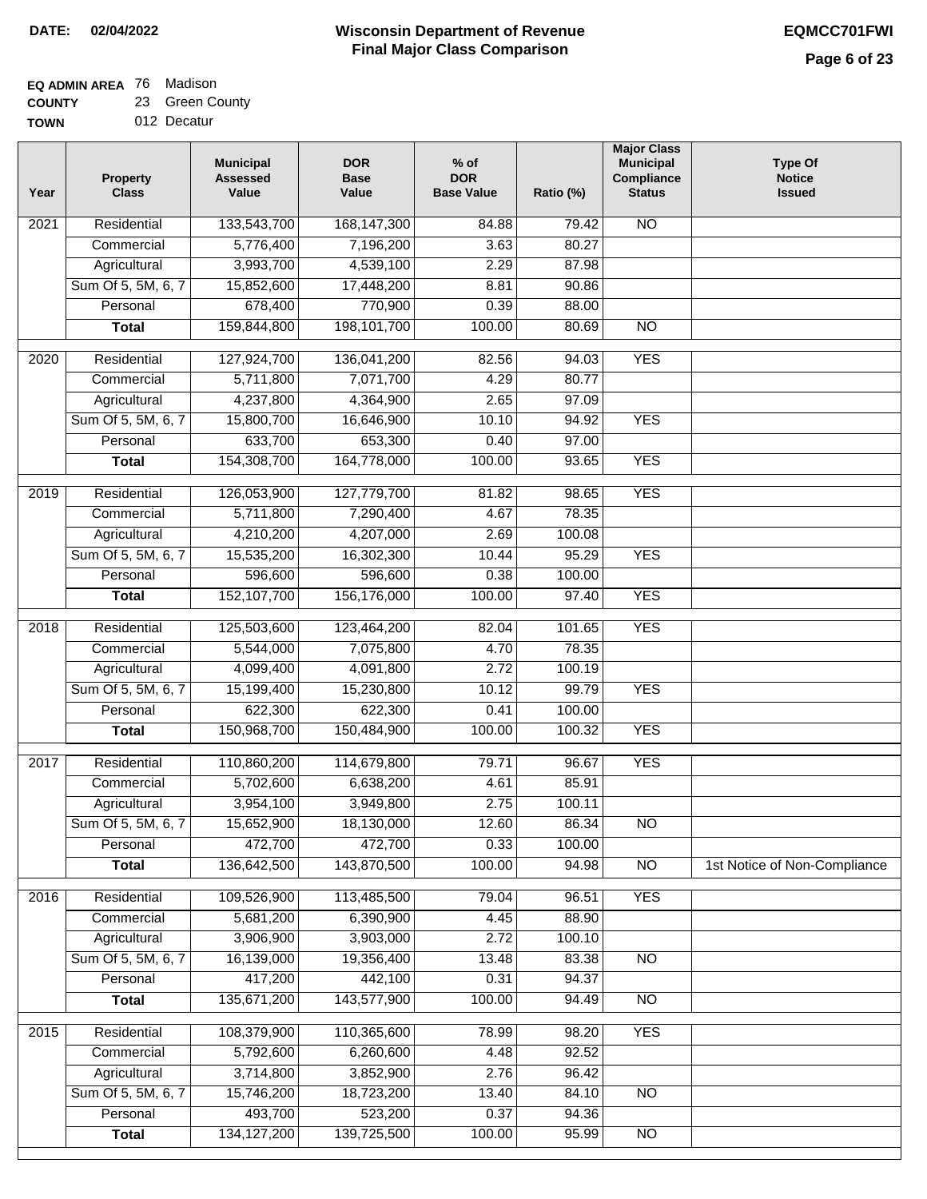**DATE: 02/04/2022**

# Wisconsin Department of Revenue
## Final Major Class Comparison

**EQMCC701FWI**

**EQ ADMIN AREA** 76 Madison
**COUNTY** 23 Green County
**TOWN** 012 Decatur

| Year | Property Class | Municipal Assessed Value | DOR Base Value | % of DOR Base Value | Ratio (%) | Major Class Municipal Compliance Status | Type Of Notice Issued |
|---|---|---|---|---|---|---|---|
| 2021 | Residential | 133,543,700 | 168,147,300 | 84.88 | 79.42 | NO | |
| | Commercial | 5,776,400 | 7,196,200 | 3.63 | 80.27 | | |
| | Agricultural | 3,993,700 | 4,539,100 | 2.29 | 87.98 | | |
| | Sum Of 5, 5M, 6, 7 | 15,852,600 | 17,448,200 | 8.81 | 90.86 | | |
| | Personal | 678,400 | 770,900 | 0.39 | 88.00 | | |
| | **Total** | 159,844,800 | 198,101,700 | 100.00 | 80.69 | NO | |
| 2020 | Residential | 127,924,700 | 136,041,200 | 82.56 | 94.03 | YES | |
| | Commercial | 5,711,800 | 7,071,700 | 4.29 | 80.77 | | |
| | Agricultural | 4,237,800 | 4,364,900 | 2.65 | 97.09 | | |
| | Sum Of 5, 5M, 6, 7 | 15,800,700 | 16,646,900 | 10.10 | 94.92 | YES | |
| | Personal | 633,700 | 653,300 | 0.40 | 97.00 | | |
| | **Total** | 154,308,700 | 164,778,000 | 100.00 | 93.65 | YES | |
| 2019 | Residential | 126,053,900 | 127,779,700 | 81.82 | 98.65 | YES | |
| | Commercial | 5,711,800 | 7,290,400 | 4.67 | 78.35 | | |
| | Agricultural | 4,210,200 | 4,207,000 | 2.69 | 100.08 | | |
| | Sum Of 5, 5M, 6, 7 | 15,535,200 | 16,302,300 | 10.44 | 95.29 | YES | |
| | Personal | 596,600 | 596,600 | 0.38 | 100.00 | | |
| | **Total** | 152,107,700 | 156,176,000 | 100.00 | 97.40 | YES | |
| 2018 | Residential | 125,503,600 | 123,464,200 | 82.04 | 101.65 | YES | |
| | Commercial | 5,544,000 | 7,075,800 | 4.70 | 78.35 | | |
| | Agricultural | 4,099,400 | 4,091,800 | 2.72 | 100.19 | | |
| | Sum Of 5, 5M, 6, 7 | 15,199,400 | 15,230,800 | 10.12 | 99.79 | YES | |
| | Personal | 622,300 | 622,300 | 0.41 | 100.00 | | |
| | **Total** | 150,968,700 | 150,484,900 | 100.00 | 100.32 | YES | |
| 2017 | Residential | 110,860,200 | 114,679,800 | 79.71 | 96.67 | YES | |
| | Commercial | 5,702,600 | 6,638,200 | 4.61 | 85.91 | | |
| | Agricultural | 3,954,100 | 3,949,800 | 2.75 | 100.11 | | |
| | Sum Of 5, 5M, 6, 7 | 15,652,900 | 18,130,000 | 12.60 | 86.34 | NO | |
| | Personal | 472,700 | 472,700 | 0.33 | 100.00 | | |
| | **Total** | 136,642,500 | 143,870,500 | 100.00 | 94.98 | NO | 1st Notice of Non-Compliance |
| 2016 | Residential | 109,526,900 | 113,485,500 | 79.04 | 96.51 | YES | |
| | Commercial | 5,681,200 | 6,390,900 | 4.45 | 88.90 | | |
| | Agricultural | 3,906,900 | 3,903,000 | 2.72 | 100.10 | | |
| | Sum Of 5, 5M, 6, 7 | 16,139,000 | 19,356,400 | 13.48 | 83.38 | NO | |
| | Personal | 417,200 | 442,100 | 0.31 | 94.37 | | |
| | **Total** | 135,671,200 | 143,577,900 | 100.00 | 94.49 | NO | |
| 2015 | Residential | 108,379,900 | 110,365,600 | 78.99 | 98.20 | YES | |
| | Commercial | 5,792,600 | 6,260,600 | 4.48 | 92.52 | | |
| | Agricultural | 3,714,800 | 3,852,900 | 2.76 | 96.42 | | |
| | Sum Of 5, 5M, 6, 7 | 15,746,200 | 18,723,200 | 13.40 | 84.10 | NO | |
| | Personal | 493,700 | 523,200 | 0.37 | 94.36 | | |
| | **Total** | 134,127,200 | 139,725,500 | 100.00 | 95.99 | NO | |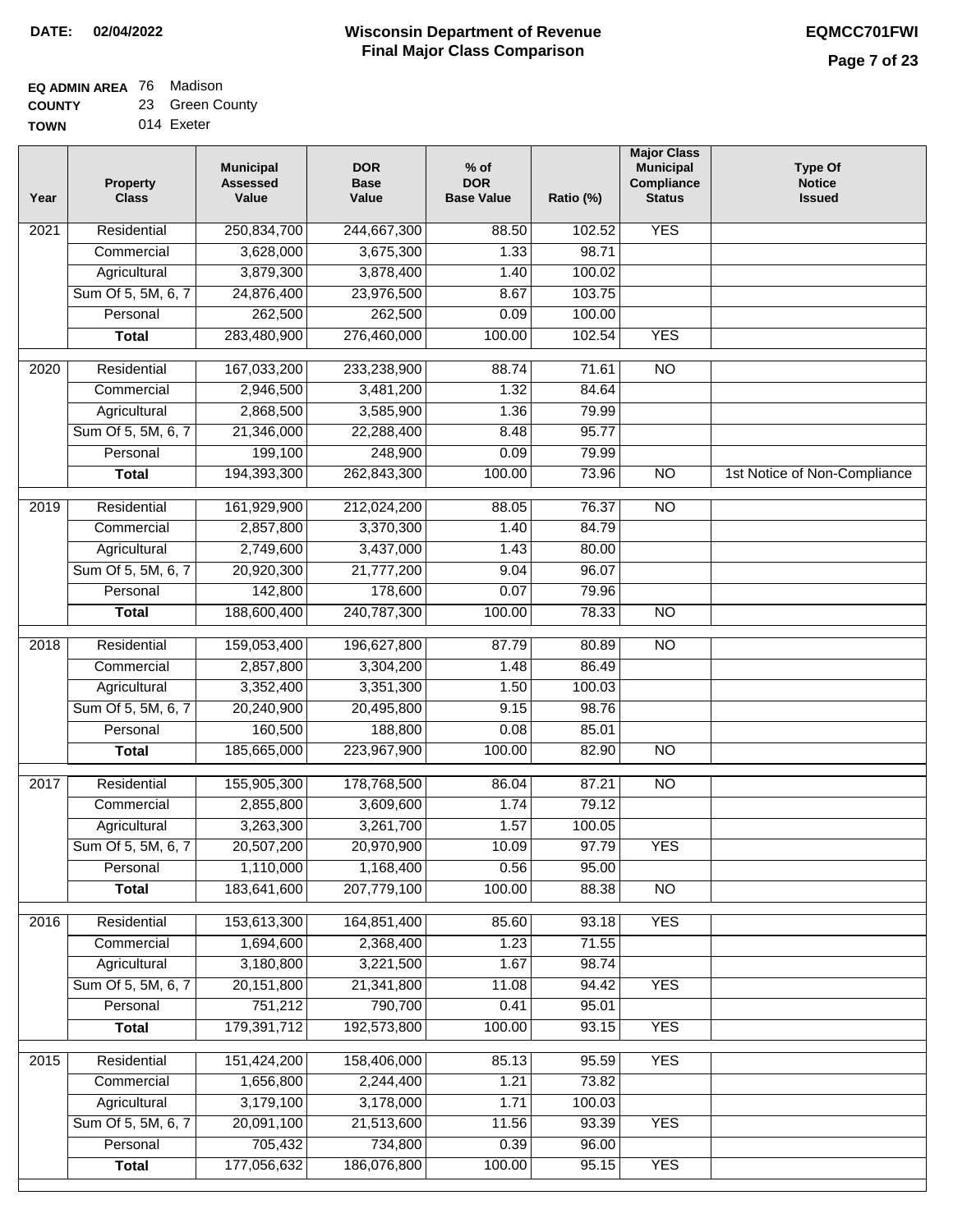**DATE:** 02/04/2022

# Wisconsin Department of Revenue
## Final Major Class Comparison

**EQMCC701FWI**

**EQ ADMIN AREA** 76 Madison
**COUNTY** 23 Green County
**TOWN** 014 Exeter

| Year | Property Class | Municipal Assessed Value | DOR Base Value | % of DOR Base Value | Ratio (%) | Major Class Municipal Compliance Status | Type Of Notice Issued |
|---|---|---|---|---|---|---|---|
| 2021 | Residential | 250,834,700 | 244,667,300 | 88.50 | 102.52 | YES | |
| | Commercial | 3,628,000 | 3,675,300 | 1.33 | 98.71 | | |
| | Agricultural | 3,879,300 | 3,878,400 | 1.40 | 100.02 | | |
| | Sum Of 5, 5M, 6, 7 | 24,876,400 | 23,976,500 | 8.67 | 103.75 | | |
| | Personal | 262,500 | 262,500 | 0.09 | 100.00 | | |
| | **Total** | 283,480,900 | 276,460,000 | 100.00 | 102.54 | YES | |
| 2020 | Residential | 167,033,200 | 233,238,900 | 88.74 | 71.61 | NO | |
| | Commercial | 2,946,500 | 3,481,200 | 1.32 | 84.64 | | |
| | Agricultural | 2,868,500 | 3,585,900 | 1.36 | 79.99 | | |
| | Sum Of 5, 5M, 6, 7 | 21,346,000 | 22,288,400 | 8.48 | 95.77 | | |
| | Personal | 199,100 | 248,900 | 0.09 | 79.99 | | |
| | **Total** | 194,393,300 | 262,843,300 | 100.00 | 73.96 | NO | 1st Notice of Non-Compliance |
| 2019 | Residential | 161,929,900 | 212,024,200 | 88.05 | 76.37 | NO | |
| | Commercial | 2,857,800 | 3,370,300 | 1.40 | 84.79 | | |
| | Agricultural | 2,749,600 | 3,437,000 | 1.43 | 80.00 | | |
| | Sum Of 5, 5M, 6, 7 | 20,920,300 | 21,777,200 | 9.04 | 96.07 | | |
| | Personal | 142,800 | 178,600 | 0.07 | 79.96 | | |
| | **Total** | 188,600,400 | 240,787,300 | 100.00 | 78.33 | NO | |
| 2018 | Residential | 159,053,400 | 196,627,800 | 87.79 | 80.89 | NO | |
| | Commercial | 2,857,800 | 3,304,200 | 1.48 | 86.49 | | |
| | Agricultural | 3,352,400 | 3,351,300 | 1.50 | 100.03 | | |
| | Sum Of 5, 5M, 6, 7 | 20,240,900 | 20,495,800 | 9.15 | 98.76 | | |
| | Personal | 160,500 | 188,800 | 0.08 | 85.01 | | |
| | **Total** | 185,665,000 | 223,967,900 | 100.00 | 82.90 | NO | |
| 2017 | Residential | 155,905,300 | 178,768,500 | 86.04 | 87.21 | NO | |
| | Commercial | 2,855,800 | 3,609,600 | 1.74 | 79.12 | | |
| | Agricultural | 3,263,300 | 3,261,700 | 1.57 | 100.05 | | |
| | Sum Of 5, 5M, 6, 7 | 20,507,200 | 20,970,900 | 10.09 | 97.79 | YES | |
| | Personal | 1,110,000 | 1,168,400 | 0.56 | 95.00 | | |
| | **Total** | 183,641,600 | 207,779,100 | 100.00 | 88.38 | NO | |
| 2016 | Residential | 153,613,300 | 164,851,400 | 85.60 | 93.18 | YES | |
| | Commercial | 1,694,600 | 2,368,400 | 1.23 | 71.55 | | |
| | Agricultural | 3,180,800 | 3,221,500 | 1.67 | 98.74 | | |
| | Sum Of 5, 5M, 6, 7 | 20,151,800 | 21,341,800 | 11.08 | 94.42 | YES | |
| | Personal | 751,212 | 790,700 | 0.41 | 95.01 | | |
| | **Total** | 179,391,712 | 192,573,800 | 100.00 | 93.15 | YES | |
| 2015 | Residential | 151,424,200 | 158,406,000 | 85.13 | 95.59 | YES | |
| | Commercial | 1,656,800 | 2,244,400 | 1.21 | 73.82 | | |
| | Agricultural | 3,179,100 | 3,178,000 | 1.71 | 100.03 | | |
| | Sum Of 5, 5M, 6, 7 | 20,091,100 | 21,513,600 | 11.56 | 93.39 | YES | |
| | Personal | 705,432 | 734,800 | 0.39 | 96.00 | | |
| | **Total** | 177,056,632 | 186,076,800 | 100.00 | 95.15 | YES | |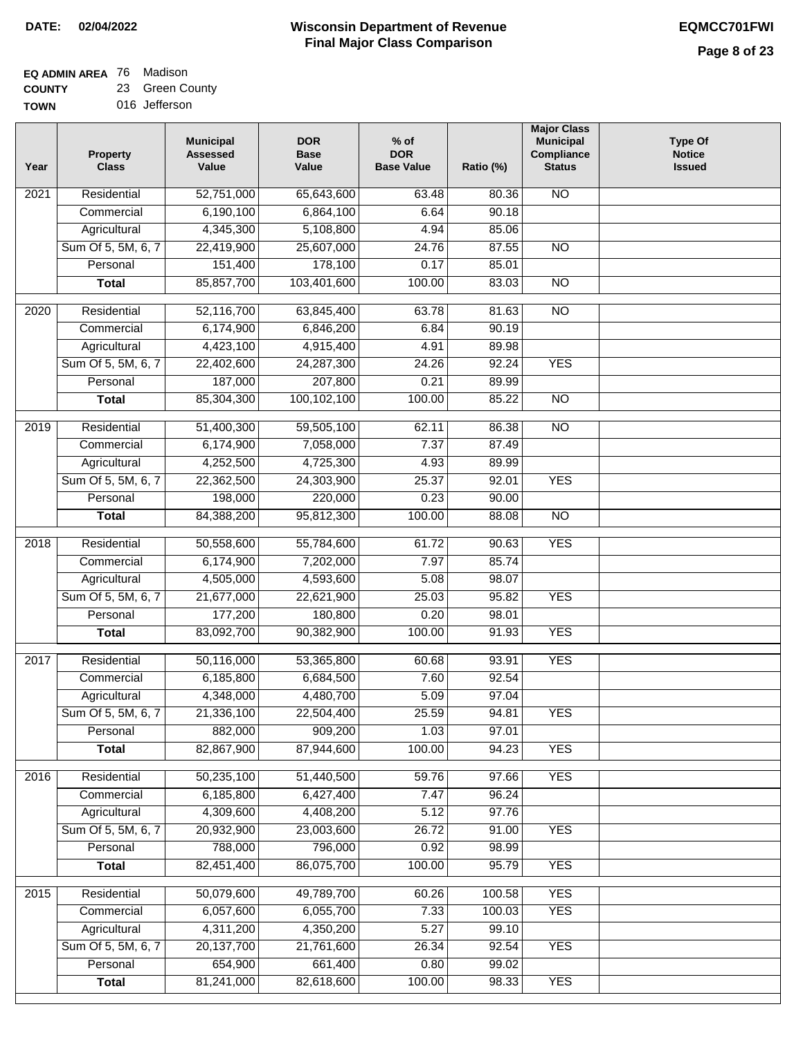**DATE: 02/04/2022**

# Wisconsin Department of Revenue
## Final Major Class Comparison

**EQMCC701FWI**

**EQ ADMIN AREA** 76 Madison
**COUNTY** 23 Green County
**TOWN** 016 Jefferson

| Year | Property Class | Municipal Assessed Value | DOR Base Value | % of DOR Base Value | Ratio (%) | Major Class Municipal Compliance Status | Type Of Notice Issued |
|---|---|---|---|---|---|---|---|
| 2021 | Residential | 52,751,000 | 65,643,600 | 63.48 | 80.36 | NO | |
| | Commercial | 6,190,100 | 6,864,100 | 6.64 | 90.18 | | |
| | Agricultural | 4,345,300 | 5,108,800 | 4.94 | 85.06 | | |
| | Sum Of 5, 5M, 6, 7 | 22,419,900 | 25,607,000 | 24.76 | 87.55 | NO | |
| | Personal | 151,400 | 178,100 | 0.17 | 85.01 | | |
| | **Total** | 85,857,700 | 103,401,600 | 100.00 | 83.03 | NO | |
| 2020 | Residential | 52,116,700 | 63,845,400 | 63.78 | 81.63 | NO | |
| | Commercial | 6,174,900 | 6,846,200 | 6.84 | 90.19 | | |
| | Agricultural | 4,423,100 | 4,915,400 | 4.91 | 89.98 | | |
| | Sum Of 5, 5M, 6, 7 | 22,402,600 | 24,287,300 | 24.26 | 92.24 | YES | |
| | Personal | 187,000 | 207,800 | 0.21 | 89.99 | | |
| | **Total** | 85,304,300 | 100,102,100 | 100.00 | 85.22 | NO | |
| 2019 | Residential | 51,400,300 | 59,505,100 | 62.11 | 86.38 | NO | |
| | Commercial | 6,174,900 | 7,058,000 | 7.37 | 87.49 | | |
| | Agricultural | 4,252,500 | 4,725,300 | 4.93 | 89.99 | | |
| | Sum Of 5, 5M, 6, 7 | 22,362,500 | 24,303,900 | 25.37 | 92.01 | YES | |
| | Personal | 198,000 | 220,000 | 0.23 | 90.00 | | |
| | **Total** | 84,388,200 | 95,812,300 | 100.00 | 88.08 | NO | |
| 2018 | Residential | 50,558,600 | 55,784,600 | 61.72 | 90.63 | YES | |
| | Commercial | 6,174,900 | 7,202,000 | 7.97 | 85.74 | | |
| | Agricultural | 4,505,000 | 4,593,600 | 5.08 | 98.07 | | |
| | Sum Of 5, 5M, 6, 7 | 21,677,000 | 22,621,900 | 25.03 | 95.82 | YES | |
| | Personal | 177,200 | 180,800 | 0.20 | 98.01 | | |
| | **Total** | 83,092,700 | 90,382,900 | 100.00 | 91.93 | YES | |
| 2017 | Residential | 50,116,000 | 53,365,800 | 60.68 | 93.91 | YES | |
| | Commercial | 6,185,800 | 6,684,500 | 7.60 | 92.54 | | |
| | Agricultural | 4,348,000 | 4,480,700 | 5.09 | 97.04 | | |
| | Sum Of 5, 5M, 6, 7 | 21,336,100 | 22,504,400 | 25.59 | 94.81 | YES | |
| | Personal | 882,000 | 909,200 | 1.03 | 97.01 | | |
| | **Total** | 82,867,900 | 87,944,600 | 100.00 | 94.23 | YES | |
| 2016 | Residential | 50,235,100 | 51,440,500 | 59.76 | 97.66 | YES | |
| | Commercial | 6,185,800 | 6,427,400 | 7.47 | 96.24 | | |
| | Agricultural | 4,309,600 | 4,408,200 | 5.12 | 97.76 | | |
| | Sum Of 5, 5M, 6, 7 | 20,932,900 | 23,003,600 | 26.72 | 91.00 | YES | |
| | Personal | 788,000 | 796,000 | 0.92 | 98.99 | | |
| | **Total** | 82,451,400 | 86,075,700 | 100.00 | 95.79 | YES | |
| 2015 | Residential | 50,079,600 | 49,789,700 | 60.26 | 100.58 | YES | |
| | Commercial | 6,057,600 | 6,055,700 | 7.33 | 100.03 | YES | |
| | Agricultural | 4,311,200 | 4,350,200 | 5.27 | 99.10 | | |
| | Sum Of 5, 5M, 6, 7 | 20,137,700 | 21,761,600 | 26.34 | 92.54 | YES | |
| | Personal | 654,900 | 661,400 | 0.80 | 99.02 | | |
| | **Total** | 81,241,000 | 82,618,600 | 100.00 | 98.33 | YES | |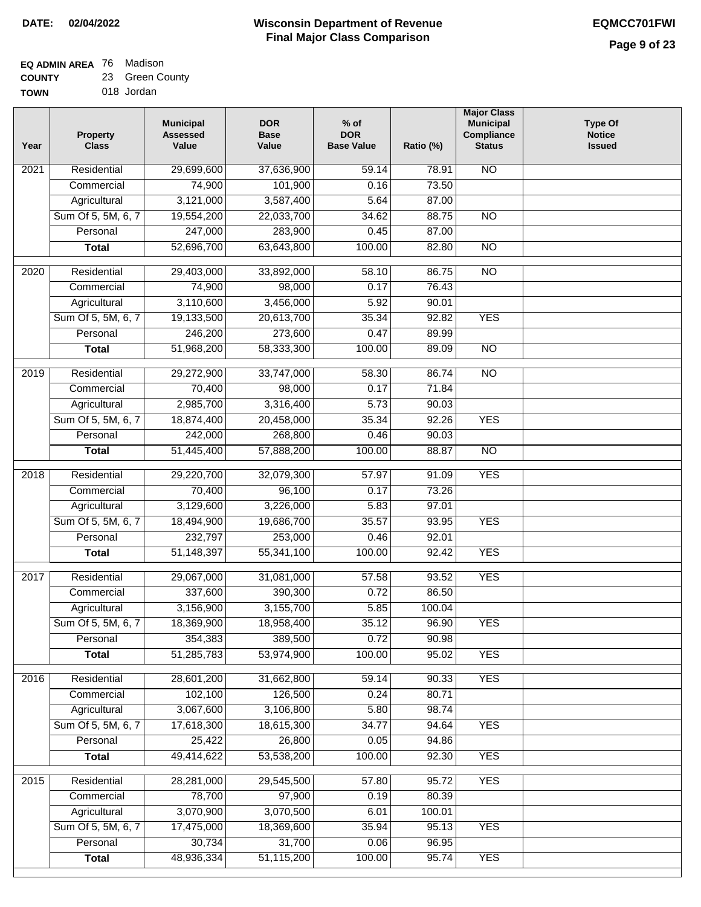**DATE: 02/04/2022**

# Wisconsin Department of Revenue
## Final Major Class Comparison

**EQMCC701FWI**

**EQ ADMIN AREA** 76 Madison
**COUNTY** 23 Green County
**TOWN** 018 Jordan

| Year | Property Class | Municipal Assessed Value | DOR Base Value | % of DOR Base Value | Ratio (%) | Major Class Municipal Compliance Status | Type Of Notice Issued |
|---|---|---|---|---|---|---|---|
| 2021 | Residential | 29,699,600 | 37,636,900 | 59.14 | 78.91 | NO | |
| | Commercial | 74,900 | 101,900 | 0.16 | 73.50 | | |
| | Agricultural | 3,121,000 | 3,587,400 | 5.64 | 87.00 | | |
| | Sum Of 5, 5M, 6, 7 | 19,554,200 | 22,033,700 | 34.62 | 88.75 | NO | |
| | Personal | 247,000 | 283,900 | 0.45 | 87.00 | | |
| | **Total** | 52,696,700 | 63,643,800 | 100.00 | 82.80 | NO | |
| 2020 | Residential | 29,403,000 | 33,892,000 | 58.10 | 86.75 | NO | |
| | Commercial | 74,900 | 98,000 | 0.17 | 76.43 | | |
| | Agricultural | 3,110,600 | 3,456,000 | 5.92 | 90.01 | | |
| | Sum Of 5, 5M, 6, 7 | 19,133,500 | 20,613,700 | 35.34 | 92.82 | YES | |
| | Personal | 246,200 | 273,600 | 0.47 | 89.99 | | |
| | **Total** | 51,968,200 | 58,333,300 | 100.00 | 89.09 | NO | |
| 2019 | Residential | 29,272,900 | 33,747,000 | 58.30 | 86.74 | NO | |
| | Commercial | 70,400 | 98,000 | 0.17 | 71.84 | | |
| | Agricultural | 2,985,700 | 3,316,400 | 5.73 | 90.03 | | |
| | Sum Of 5, 5M, 6, 7 | 18,874,400 | 20,458,000 | 35.34 | 92.26 | YES | |
| | Personal | 242,000 | 268,800 | 0.46 | 90.03 | | |
| | **Total** | 51,445,400 | 57,888,200 | 100.00 | 88.87 | NO | |
| 2018 | Residential | 29,220,700 | 32,079,300 | 57.97 | 91.09 | YES | |
| | Commercial | 70,400 | 96,100 | 0.17 | 73.26 | | |
| | Agricultural | 3,129,600 | 3,226,000 | 5.83 | 97.01 | | |
| | Sum Of 5, 5M, 6, 7 | 18,494,900 | 19,686,700 | 35.57 | 93.95 | YES | |
| | Personal | 232,797 | 253,000 | 0.46 | 92.01 | | |
| | **Total** | 51,148,397 | 55,341,100 | 100.00 | 92.42 | YES | |
| 2017 | Residential | 29,067,000 | 31,081,000 | 57.58 | 93.52 | YES | |
| | Commercial | 337,600 | 390,300 | 0.72 | 86.50 | | |
| | Agricultural | 3,156,900 | 3,155,700 | 5.85 | 100.04 | | |
| | Sum Of 5, 5M, 6, 7 | 18,369,900 | 18,958,400 | 35.12 | 96.90 | YES | |
| | Personal | 354,383 | 389,500 | 0.72 | 90.98 | | |
| | **Total** | 51,285,783 | 53,974,900 | 100.00 | 95.02 | YES | |
| 2016 | Residential | 28,601,200 | 31,662,800 | 59.14 | 90.33 | YES | |
| | Commercial | 102,100 | 126,500 | 0.24 | 80.71 | | |
| | Agricultural | 3,067,600 | 3,106,800 | 5.80 | 98.74 | | |
| | Sum Of 5, 5M, 6, 7 | 17,618,300 | 18,615,300 | 34.77 | 94.64 | YES | |
| | Personal | 25,422 | 26,800 | 0.05 | 94.86 | | |
| | **Total** | 49,414,622 | 53,538,200 | 100.00 | 92.30 | YES | |
| 2015 | Residential | 28,281,000 | 29,545,500 | 57.80 | 95.72 | YES | |
| | Commercial | 78,700 | 97,900 | 0.19 | 80.39 | | |
| | Agricultural | 3,070,900 | 3,070,500 | 6.01 | 100.01 | | |
| | Sum Of 5, 5M, 6, 7 | 17,475,000 | 18,369,600 | 35.94 | 95.13 | YES | |
| | Personal | 30,734 | 31,700 | 0.06 | 96.95 | | |
| | **Total** | 48,936,334 | 51,115,200 | 100.00 | 95.74 | YES | |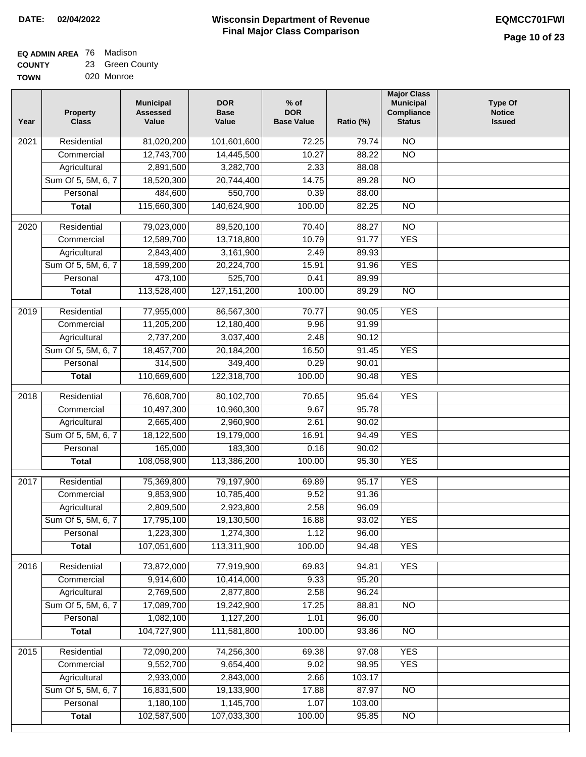**DATE:** 02/04/2022

# Wisconsin Department of Revenue
## Final Major Class Comparison

**EQMCC701FWI**

**EQ ADMIN AREA** 76 Madison
**COUNTY** 23 Green County
**TOWN** 020 Monroe

| Year | Property Class | Municipal Assessed Value | DOR Base Value | % of DOR Base Value | Ratio (%) | Major Class Municipal Compliance Status | Type Of Notice Issued |
|---|---|---|---|---|---|---|---|
| 2021 | Residential | 81,020,200 | 101,601,600 | 72.25 | 79.74 | NO | |
| | Commercial | 12,743,700 | 14,445,500 | 10.27 | 88.22 | NO | |
| | Agricultural | 2,891,500 | 3,282,700 | 2.33 | 88.08 | | |
| | Sum Of 5, 5M, 6, 7 | 18,520,300 | 20,744,400 | 14.75 | 89.28 | NO | |
| | Personal | 484,600 | 550,700 | 0.39 | 88.00 | | |
| | **Total** | 115,660,300 | 140,624,900 | 100.00 | 82.25 | NO | |
| 2020 | Residential | 79,023,000 | 89,520,100 | 70.40 | 88.27 | NO | |
| | Commercial | 12,589,700 | 13,718,800 | 10.79 | 91.77 | YES | |
| | Agricultural | 2,843,400 | 3,161,900 | 2.49 | 89.93 | | |
| | Sum Of 5, 5M, 6, 7 | 18,599,200 | 20,224,700 | 15.91 | 91.96 | YES | |
| | Personal | 473,100 | 525,700 | 0.41 | 89.99 | | |
| | **Total** | 113,528,400 | 127,151,200 | 100.00 | 89.29 | NO | |
| 2019 | Residential | 77,955,000 | 86,567,300 | 70.77 | 90.05 | YES | |
| | Commercial | 11,205,200 | 12,180,400 | 9.96 | 91.99 | | |
| | Agricultural | 2,737,200 | 3,037,400 | 2.48 | 90.12 | | |
| | Sum Of 5, 5M, 6, 7 | 18,457,700 | 20,184,200 | 16.50 | 91.45 | YES | |
| | Personal | 314,500 | 349,400 | 0.29 | 90.01 | | |
| | **Total** | 110,669,600 | 122,318,700 | 100.00 | 90.48 | YES | |
| 2018 | Residential | 76,608,700 | 80,102,700 | 70.65 | 95.64 | YES | |
| | Commercial | 10,497,300 | 10,960,300 | 9.67 | 95.78 | | |
| | Agricultural | 2,665,400 | 2,960,900 | 2.61 | 90.02 | | |
| | Sum Of 5, 5M, 6, 7 | 18,122,500 | 19,179,000 | 16.91 | 94.49 | YES | |
| | Personal | 165,000 | 183,300 | 0.16 | 90.02 | | |
| | **Total** | 108,058,900 | 113,386,200 | 100.00 | 95.30 | YES | |
| 2017 | Residential | 75,369,800 | 79,197,900 | 69.89 | 95.17 | YES | |
| | Commercial | 9,853,900 | 10,785,400 | 9.52 | 91.36 | | |
| | Agricultural | 2,809,500 | 2,923,800 | 2.58 | 96.09 | | |
| | Sum Of 5, 5M, 6, 7 | 17,795,100 | 19,130,500 | 16.88 | 93.02 | YES | |
| | Personal | 1,223,300 | 1,274,300 | 1.12 | 96.00 | | |
| | **Total** | 107,051,600 | 113,311,900 | 100.00 | 94.48 | YES | |
| 2016 | Residential | 73,872,000 | 77,919,900 | 69.83 | 94.81 | YES | |
| | Commercial | 9,914,600 | 10,414,000 | 9.33 | 95.20 | | |
| | Agricultural | 2,769,500 | 2,877,800 | 2.58 | 96.24 | | |
| | Sum Of 5, 5M, 6, 7 | 17,089,700 | 19,242,900 | 17.25 | 88.81 | NO | |
| | Personal | 1,082,100 | 1,127,200 | 1.01 | 96.00 | | |
| | **Total** | 104,727,900 | 111,581,800 | 100.00 | 93.86 | NO | |
| 2015 | Residential | 72,090,200 | 74,256,300 | 69.38 | 97.08 | YES | |
| | Commercial | 9,552,700 | 9,654,400 | 9.02 | 98.95 | YES | |
| | Agricultural | 2,933,000 | 2,843,000 | 2.66 | 103.17 | | |
| | Sum Of 5, 5M, 6, 7 | 16,831,500 | 19,133,900 | 17.88 | 87.97 | NO | |
| | Personal | 1,180,100 | 1,145,700 | 1.07 | 103.00 | | |
| | **Total** | 102,587,500 | 107,033,300 | 100.00 | 95.85 | NO | |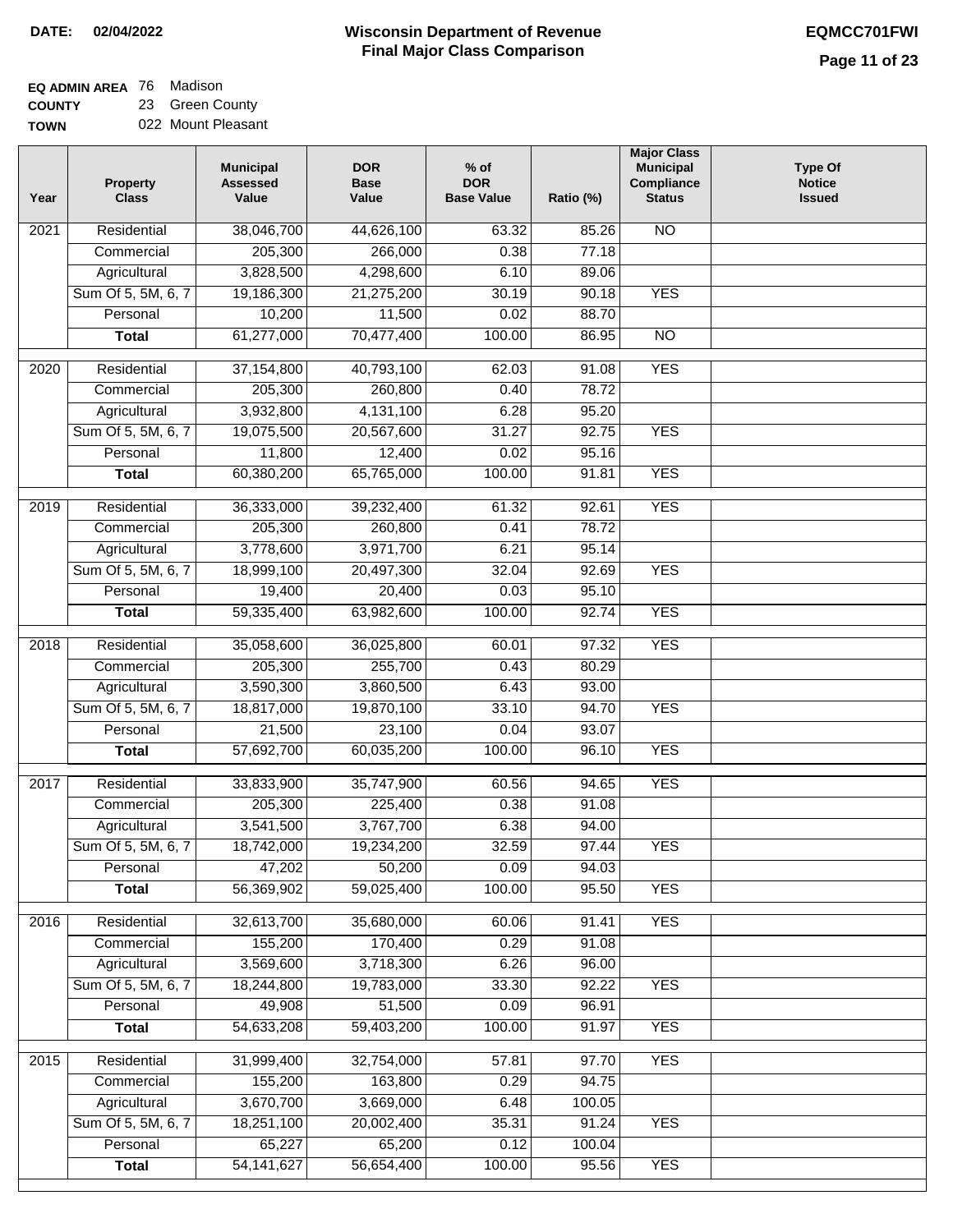**DATE:** 02/04/2022

# Wisconsin Department of Revenue
## Final Major Class Comparison

**EQMCC701FWI**

**EQ ADMIN AREA** 76 Madison
**COUNTY** 23 Green County
**TOWN** 022 Mount Pleasant

| Year | Property Class | Municipal Assessed Value | DOR Base Value | % of DOR Base Value | Ratio (%) | Major Class Municipal Compliance Status | Type Of Notice Issued |
|---|---|---|---|---|---|---|---|
| 2021 | Residential | 38,046,700 | 44,626,100 | 63.32 | 85.26 | NO | |
| | Commercial | 205,300 | 266,000 | 0.38 | 77.18 | | |
| | Agricultural | 3,828,500 | 4,298,600 | 6.10 | 89.06 | | |
| | Sum Of 5, 5M, 6, 7 | 19,186,300 | 21,275,200 | 30.19 | 90.18 | YES | |
| | Personal | 10,200 | 11,500 | 0.02 | 88.70 | | |
| | **Total** | 61,277,000 | 70,477,400 | 100.00 | 86.95 | NO | |
| 2020 | Residential | 37,154,800 | 40,793,100 | 62.03 | 91.08 | YES | |
| | Commercial | 205,300 | 260,800 | 0.40 | 78.72 | | |
| | Agricultural | 3,932,800 | 4,131,100 | 6.28 | 95.20 | | |
| | Sum Of 5, 5M, 6, 7 | 19,075,500 | 20,567,600 | 31.27 | 92.75 | YES | |
| | Personal | 11,800 | 12,400 | 0.02 | 95.16 | | |
| | **Total** | 60,380,200 | 65,765,000 | 100.00 | 91.81 | YES | |
| 2019 | Residential | 36,333,000 | 39,232,400 | 61.32 | 92.61 | YES | |
| | Commercial | 205,300 | 260,800 | 0.41 | 78.72 | | |
| | Agricultural | 3,778,600 | 3,971,700 | 6.21 | 95.14 | | |
| | Sum Of 5, 5M, 6, 7 | 18,999,100 | 20,497,300 | 32.04 | 92.69 | YES | |
| | Personal | 19,400 | 20,400 | 0.03 | 95.10 | | |
| | **Total** | 59,335,400 | 63,982,600 | 100.00 | 92.74 | YES | |
| 2018 | Residential | 35,058,600 | 36,025,800 | 60.01 | 97.32 | YES | |
| | Commercial | 205,300 | 255,700 | 0.43 | 80.29 | | |
| | Agricultural | 3,590,300 | 3,860,500 | 6.43 | 93.00 | | |
| | Sum Of 5, 5M, 6, 7 | 18,817,000 | 19,870,100 | 33.10 | 94.70 | YES | |
| | Personal | 21,500 | 23,100 | 0.04 | 93.07 | | |
| | **Total** | 57,692,700 | 60,035,200 | 100.00 | 96.10 | YES | |
| 2017 | Residential | 33,833,900 | 35,747,900 | 60.56 | 94.65 | YES | |
| | Commercial | 205,300 | 225,400 | 0.38 | 91.08 | | |
| | Agricultural | 3,541,500 | 3,767,700 | 6.38 | 94.00 | | |
| | Sum Of 5, 5M, 6, 7 | 18,742,000 | 19,234,200 | 32.59 | 97.44 | YES | |
| | Personal | 47,202 | 50,200 | 0.09 | 94.03 | | |
| | **Total** | 56,369,902 | 59,025,400 | 100.00 | 95.50 | YES | |
| 2016 | Residential | 32,613,700 | 35,680,000 | 60.06 | 91.41 | YES | |
| | Commercial | 155,200 | 170,400 | 0.29 | 91.08 | | |
| | Agricultural | 3,569,600 | 3,718,300 | 6.26 | 96.00 | | |
| | Sum Of 5, 5M, 6, 7 | 18,244,800 | 19,783,000 | 33.30 | 92.22 | YES | |
| | Personal | 49,908 | 51,500 | 0.09 | 96.91 | | |
| | **Total** | 54,633,208 | 59,403,200 | 100.00 | 91.97 | YES | |
| 2015 | Residential | 31,999,400 | 32,754,000 | 57.81 | 97.70 | YES | |
| | Commercial | 155,200 | 163,800 | 0.29 | 94.75 | | |
| | Agricultural | 3,670,700 | 3,669,000 | 6.48 | 100.05 | | |
| | Sum Of 5, 5M, 6, 7 | 18,251,100 | 20,002,400 | 35.31 | 91.24 | YES | |
| | Personal | 65,227 | 65,200 | 0.12 | 100.04 | | |
| | **Total** | 54,141,627 | 56,654,400 | 100.00 | 95.56 | YES | |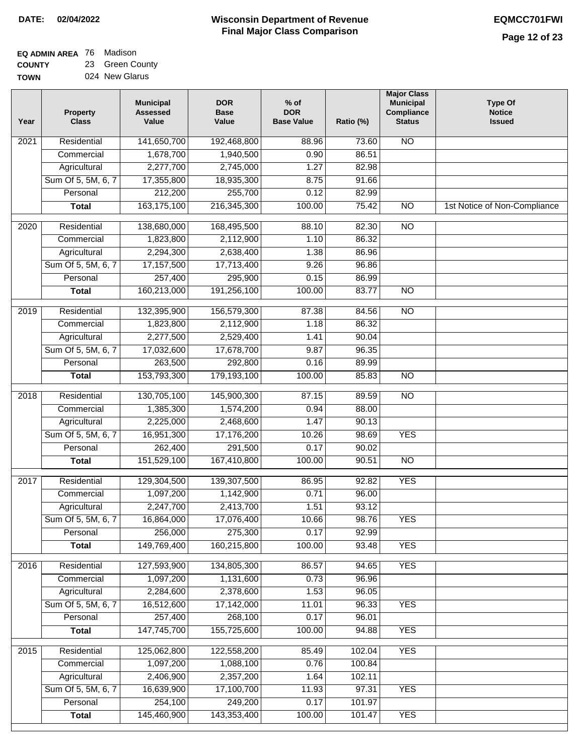**DATE:** 02/04/2022

# Wisconsin Department of Revenue
## Final Major Class Comparison

**EQMCC701FWI**

**EQ ADMIN AREA** 76 Madison
**COUNTY** 23 Green County
**TOWN** 024 New Glarus

| Year | Property Class | Municipal Assessed Value | DOR Base Value | % of DOR Base Value | Ratio (%) | Major Class Municipal Compliance Status | Type Of Notice Issued |
|---|---|---|---|---|---|---|---|
| 2021 | Residential | 141,650,700 | 192,468,800 | 88.96 | 73.60 | NO | |
| | Commercial | 1,678,700 | 1,940,500 | 0.90 | 86.51 | | |
| | Agricultural | 2,277,700 | 2,745,000 | 1.27 | 82.98 | | |
| | Sum Of 5, 5M, 6, 7 | 17,355,800 | 18,935,300 | 8.75 | 91.66 | | |
| | Personal | 212,200 | 255,700 | 0.12 | 82.99 | | |
| | **Total** | 163,175,100 | 216,345,300 | 100.00 | 75.42 | NO | 1st Notice of Non-Compliance |
| 2020 | Residential | 138,680,000 | 168,495,500 | 88.10 | 82.30 | NO | |
| | Commercial | 1,823,800 | 2,112,900 | 1.10 | 86.32 | | |
| | Agricultural | 2,294,300 | 2,638,400 | 1.38 | 86.96 | | |
| | Sum Of 5, 5M, 6, 7 | 17,157,500 | 17,713,400 | 9.26 | 96.86 | | |
| | Personal | 257,400 | 295,900 | 0.15 | 86.99 | | |
| | **Total** | 160,213,000 | 191,256,100 | 100.00 | 83.77 | NO | |
| 2019 | Residential | 132,395,900 | 156,579,300 | 87.38 | 84.56 | NO | |
| | Commercial | 1,823,800 | 2,112,900 | 1.18 | 86.32 | | |
| | Agricultural | 2,277,500 | 2,529,400 | 1.41 | 90.04 | | |
| | Sum Of 5, 5M, 6, 7 | 17,032,600 | 17,678,700 | 9.87 | 96.35 | | |
| | Personal | 263,500 | 292,800 | 0.16 | 89.99 | | |
| | **Total** | 153,793,300 | 179,193,100 | 100.00 | 85.83 | NO | |
| 2018 | Residential | 130,705,100 | 145,900,300 | 87.15 | 89.59 | NO | |
| | Commercial | 1,385,300 | 1,574,200 | 0.94 | 88.00 | | |
| | Agricultural | 2,225,000 | 2,468,600 | 1.47 | 90.13 | | |
| | Sum Of 5, 5M, 6, 7 | 16,951,300 | 17,176,200 | 10.26 | 98.69 | YES | |
| | Personal | 262,400 | 291,500 | 0.17 | 90.02 | | |
| | **Total** | 151,529,100 | 167,410,800 | 100.00 | 90.51 | NO | |
| 2017 | Residential | 129,304,500 | 139,307,500 | 86.95 | 92.82 | YES | |
| | Commercial | 1,097,200 | 1,142,900 | 0.71 | 96.00 | | |
| | Agricultural | 2,247,700 | 2,413,700 | 1.51 | 93.12 | | |
| | Sum Of 5, 5M, 6, 7 | 16,864,000 | 17,076,400 | 10.66 | 98.76 | YES | |
| | Personal | 256,000 | 275,300 | 0.17 | 92.99 | | |
| | **Total** | 149,769,400 | 160,215,800 | 100.00 | 93.48 | YES | |
| 2016 | Residential | 127,593,900 | 134,805,300 | 86.57 | 94.65 | YES | |
| | Commercial | 1,097,200 | 1,131,600 | 0.73 | 96.96 | | |
| | Agricultural | 2,284,600 | 2,378,600 | 1.53 | 96.05 | | |
| | Sum Of 5, 5M, 6, 7 | 16,512,600 | 17,142,000 | 11.01 | 96.33 | YES | |
| | Personal | 257,400 | 268,100 | 0.17 | 96.01 | | |
| | **Total** | 147,745,700 | 155,725,600 | 100.00 | 94.88 | YES | |
| 2015 | Residential | 125,062,800 | 122,558,200 | 85.49 | 102.04 | YES | |
| | Commercial | 1,097,200 | 1,088,100 | 0.76 | 100.84 | | |
| | Agricultural | 2,406,900 | 2,357,200 | 1.64 | 102.11 | | |
| | Sum Of 5, 5M, 6, 7 | 16,639,900 | 17,100,700 | 11.93 | 97.31 | YES | |
| | Personal | 254,100 | 249,200 | 0.17 | 101.97 | | |
| | **Total** | 145,460,900 | 143,353,400 | 100.00 | 101.47 | YES | |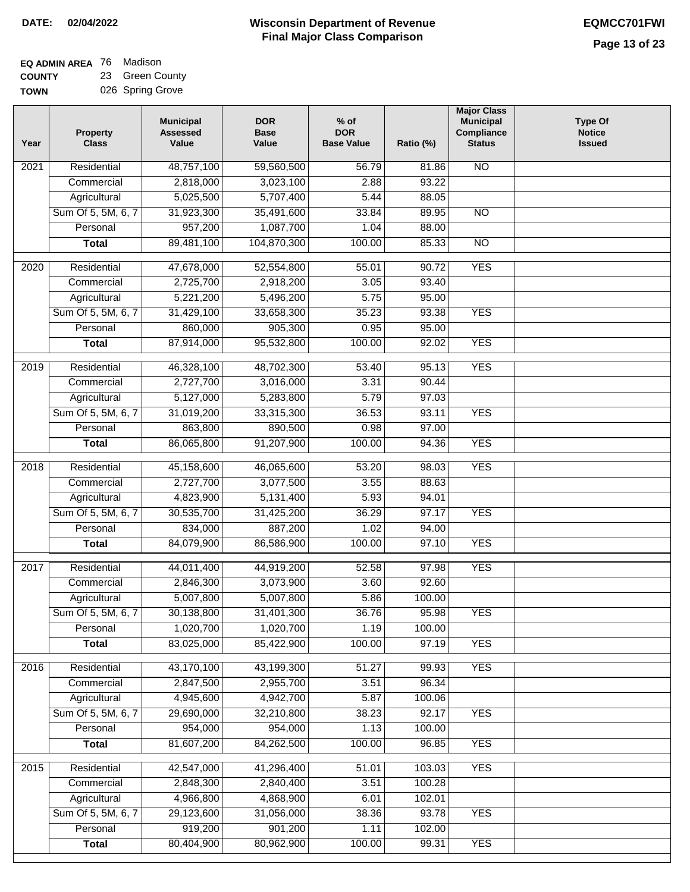**DATE:** 02/04/2022

# Wisconsin Department of Revenue
## Final Major Class Comparison

**EQMCC701FWI**

**EQ ADMIN AREA** 76 Madison
**COUNTY** 23 Green County
**TOWN** 026 Spring Grove

| Year | Property Class | Municipal Assessed Value | DOR Base Value | % of DOR Base Value | Ratio (%) | Major Class Municipal Compliance Status | Type Of Notice Issued |
|---|---|---|---|---|---|---|---|
| 2021 | Residential | 48,757,100 | 59,560,500 | 56.79 | 81.86 | NO | |
| | Commercial | 2,818,000 | 3,023,100 | 2.88 | 93.22 | | |
| | Agricultural | 5,025,500 | 5,707,400 | 5.44 | 88.05 | | |
| | Sum Of 5, 5M, 6, 7 | 31,923,300 | 35,491,600 | 33.84 | 89.95 | NO | |
| | Personal | 957,200 | 1,087,700 | 1.04 | 88.00 | | |
| | **Total** | 89,481,100 | 104,870,300 | 100.00 | 85.33 | NO | |
| 2020 | Residential | 47,678,000 | 52,554,800 | 55.01 | 90.72 | YES | |
| | Commercial | 2,725,700 | 2,918,200 | 3.05 | 93.40 | | |
| | Agricultural | 5,221,200 | 5,496,200 | 5.75 | 95.00 | | |
| | Sum Of 5, 5M, 6, 7 | 31,429,100 | 33,658,300 | 35.23 | 93.38 | YES | |
| | Personal | 860,000 | 905,300 | 0.95 | 95.00 | | |
| | **Total** | 87,914,000 | 95,532,800 | 100.00 | 92.02 | YES | |
| 2019 | Residential | 46,328,100 | 48,702,300 | 53.40 | 95.13 | YES | |
| | Commercial | 2,727,700 | 3,016,000 | 3.31 | 90.44 | | |
| | Agricultural | 5,127,000 | 5,283,800 | 5.79 | 97.03 | | |
| | Sum Of 5, 5M, 6, 7 | 31,019,200 | 33,315,300 | 36.53 | 93.11 | YES | |
| | Personal | 863,800 | 890,500 | 0.98 | 97.00 | | |
| | **Total** | 86,065,800 | 91,207,900 | 100.00 | 94.36 | YES | |
| 2018 | Residential | 45,158,600 | 46,065,600 | 53.20 | 98.03 | YES | |
| | Commercial | 2,727,700 | 3,077,500 | 3.55 | 88.63 | | |
| | Agricultural | 4,823,900 | 5,131,400 | 5.93 | 94.01 | | |
| | Sum Of 5, 5M, 6, 7 | 30,535,700 | 31,425,200 | 36.29 | 97.17 | YES | |
| | Personal | 834,000 | 887,200 | 1.02 | 94.00 | | |
| | **Total** | 84,079,900 | 86,586,900 | 100.00 | 97.10 | YES | |
| 2017 | Residential | 44,011,400 | 44,919,200 | 52.58 | 97.98 | YES | |
| | Commercial | 2,846,300 | 3,073,900 | 3.60 | 92.60 | | |
| | Agricultural | 5,007,800 | 5,007,800 | 5.86 | 100.00 | | |
| | Sum Of 5, 5M, 6, 7 | 30,138,800 | 31,401,300 | 36.76 | 95.98 | YES | |
| | Personal | 1,020,700 | 1,020,700 | 1.19 | 100.00 | | |
| | **Total** | 83,025,000 | 85,422,900 | 100.00 | 97.19 | YES | |
| 2016 | Residential | 43,170,100 | 43,199,300 | 51.27 | 99.93 | YES | |
| | Commercial | 2,847,500 | 2,955,700 | 3.51 | 96.34 | | |
| | Agricultural | 4,945,600 | 4,942,700 | 5.87 | 100.06 | | |
| | Sum Of 5, 5M, 6, 7 | 29,690,000 | 32,210,800 | 38.23 | 92.17 | YES | |
| | Personal | 954,000 | 954,000 | 1.13 | 100.00 | | |
| | **Total** | 81,607,200 | 84,262,500 | 100.00 | 96.85 | YES | |
| 2015 | Residential | 42,547,000 | 41,296,400 | 51.01 | 103.03 | YES | |
| | Commercial | 2,848,300 | 2,840,400 | 3.51 | 100.28 | | |
| | Agricultural | 4,966,800 | 4,868,900 | 6.01 | 102.01 | | |
| | Sum Of 5, 5M, 6, 7 | 29,123,600 | 31,056,000 | 38.36 | 93.78 | YES | |
| | Personal | 919,200 | 901,200 | 1.11 | 102.00 | | |
| | **Total** | 80,404,900 | 80,962,900 | 100.00 | 99.31 | YES | |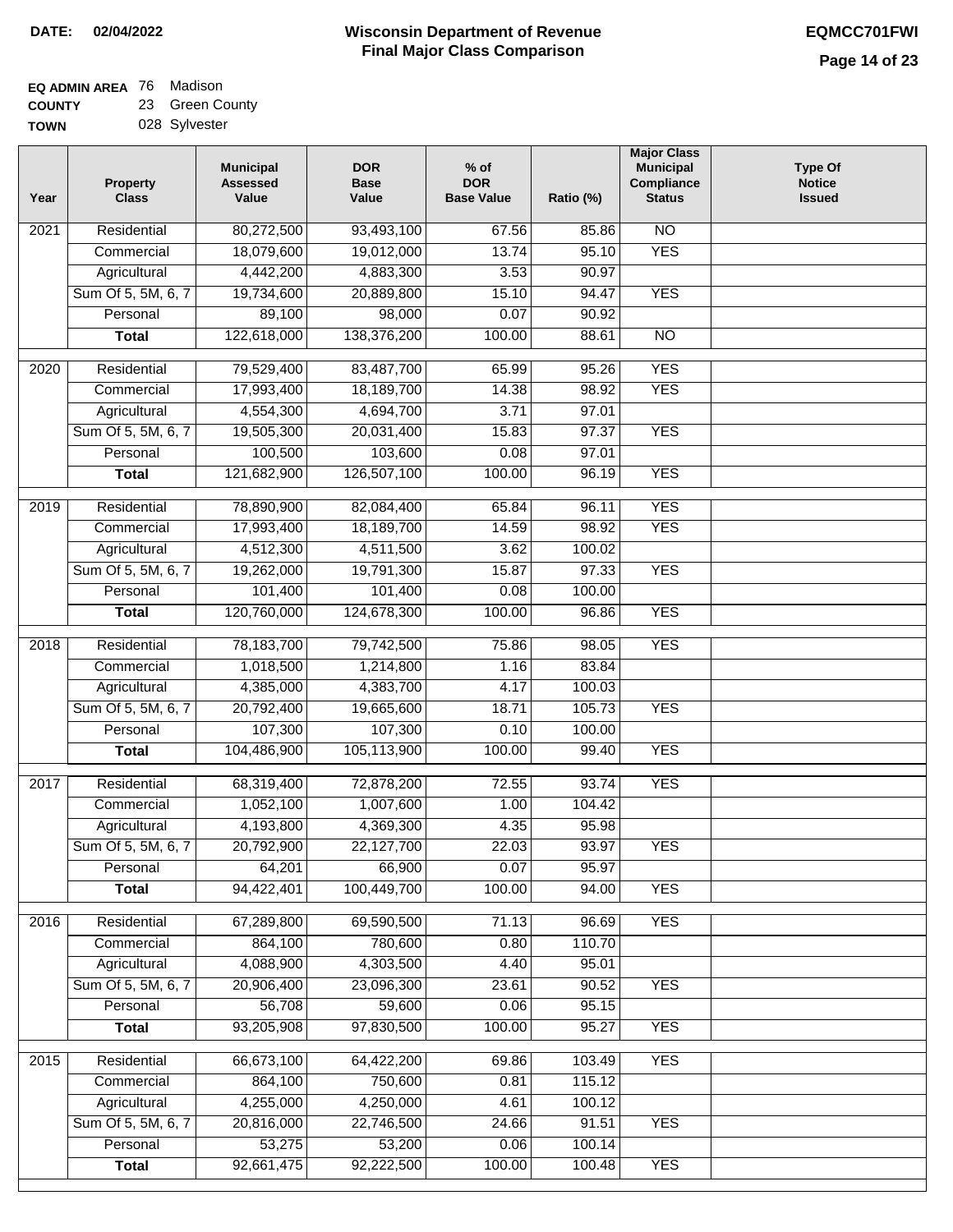**DATE: 02/04/2022**

# Wisconsin Department of Revenue
## Final Major Class Comparison

**EQMCC701FWI**

**EQ ADMIN AREA** 76 Madison
**COUNTY** 23 Green County
**TOWN** 028 Sylvester

| Year | Property Class | Municipal Assessed Value | DOR Base Value | % of DOR Base Value | Ratio (%) | Major Class Municipal Compliance Status | Type Of Notice Issued |
|---|---|---|---|---|---|---|---|
| 2021 | Residential | 80,272,500 | 93,493,100 | 67.56 | 85.86 | NO | |
| | Commercial | 18,079,600 | 19,012,000 | 13.74 | 95.10 | YES | |
| | Agricultural | 4,442,200 | 4,883,300 | 3.53 | 90.97 | | |
| | Sum Of 5, 5M, 6, 7 | 19,734,600 | 20,889,800 | 15.10 | 94.47 | YES | |
| | Personal | 89,100 | 98,000 | 0.07 | 90.92 | | |
| | **Total** | 122,618,000 | 138,376,200 | 100.00 | 88.61 | NO | |
| 2020 | Residential | 79,529,400 | 83,487,700 | 65.99 | 95.26 | YES | |
| | Commercial | 17,993,400 | 18,189,700 | 14.38 | 98.92 | YES | |
| | Agricultural | 4,554,300 | 4,694,700 | 3.71 | 97.01 | | |
| | Sum Of 5, 5M, 6, 7 | 19,505,300 | 20,031,400 | 15.83 | 97.37 | YES | |
| | Personal | 100,500 | 103,600 | 0.08 | 97.01 | | |
| | **Total** | 121,682,900 | 126,507,100 | 100.00 | 96.19 | YES | |
| 2019 | Residential | 78,890,900 | 82,084,400 | 65.84 | 96.11 | YES | |
| | Commercial | 17,993,400 | 18,189,700 | 14.59 | 98.92 | YES | |
| | Agricultural | 4,512,300 | 4,511,500 | 3.62 | 100.02 | | |
| | Sum Of 5, 5M, 6, 7 | 19,262,000 | 19,791,300 | 15.87 | 97.33 | YES | |
| | Personal | 101,400 | 101,400 | 0.08 | 100.00 | | |
| | **Total** | 120,760,000 | 124,678,300 | 100.00 | 96.86 | YES | |
| 2018 | Residential | 78,183,700 | 79,742,500 | 75.86 | 98.05 | YES | |
| | Commercial | 1,018,500 | 1,214,800 | 1.16 | 83.84 | | |
| | Agricultural | 4,385,000 | 4,383,700 | 4.17 | 100.03 | | |
| | Sum Of 5, 5M, 6, 7 | 20,792,400 | 19,665,600 | 18.71 | 105.73 | YES | |
| | Personal | 107,300 | 107,300 | 0.10 | 100.00 | | |
| | **Total** | 104,486,900 | 105,113,900 | 100.00 | 99.40 | YES | |
| 2017 | Residential | 68,319,400 | 72,878,200 | 72.55 | 93.74 | YES | |
| | Commercial | 1,052,100 | 1,007,600 | 1.00 | 104.42 | | |
| | Agricultural | 4,193,800 | 4,369,300 | 4.35 | 95.98 | | |
| | Sum Of 5, 5M, 6, 7 | 20,792,900 | 22,127,700 | 22.03 | 93.97 | YES | |
| | Personal | 64,201 | 66,900 | 0.07 | 95.97 | | |
| | **Total** | 94,422,401 | 100,449,700 | 100.00 | 94.00 | YES | |
| 2016 | Residential | 67,289,800 | 69,590,500 | 71.13 | 96.69 | YES | |
| | Commercial | 864,100 | 780,600 | 0.80 | 110.70 | | |
| | Agricultural | 4,088,900 | 4,303,500 | 4.40 | 95.01 | | |
| | Sum Of 5, 5M, 6, 7 | 20,906,400 | 23,096,300 | 23.61 | 90.52 | YES | |
| | Personal | 56,708 | 59,600 | 0.06 | 95.15 | | |
| | **Total** | 93,205,908 | 97,830,500 | 100.00 | 95.27 | YES | |
| 2015 | Residential | 66,673,100 | 64,422,200 | 69.86 | 103.49 | YES | |
| | Commercial | 864,100 | 750,600 | 0.81 | 115.12 | | |
| | Agricultural | 4,255,000 | 4,250,000 | 4.61 | 100.12 | | |
| | Sum Of 5, 5M, 6, 7 | 20,816,000 | 22,746,500 | 24.66 | 91.51 | YES | |
| | Personal | 53,275 | 53,200 | 0.06 | 100.14 | | |
| | **Total** | 92,661,475 | 92,222,500 | 100.00 | 100.48 | YES | |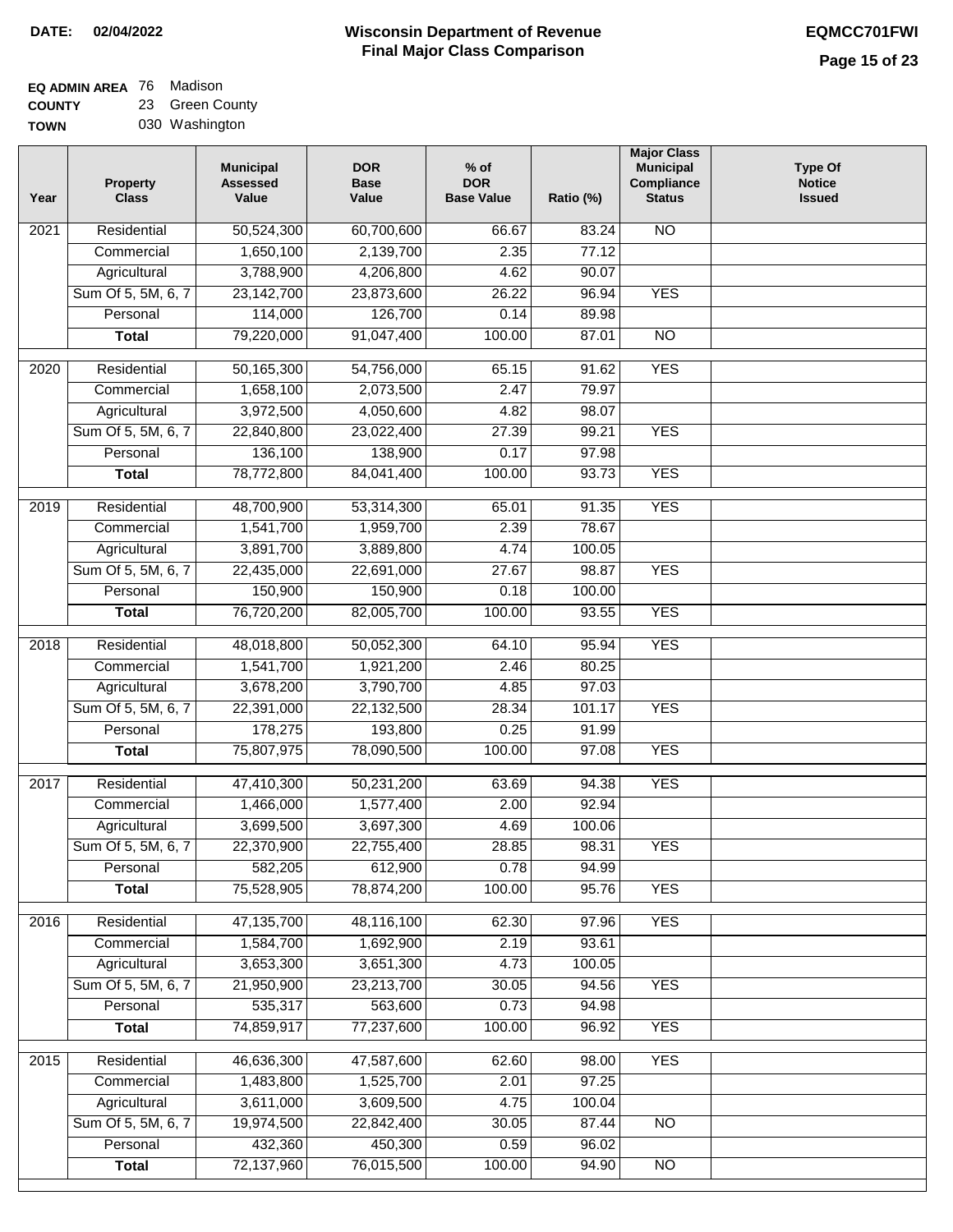**DATE: 02/04/2022**

# Wisconsin Department of Revenue
## Final Major Class Comparison

**EQMCC701FWI**

**EQ ADMIN AREA** 76 Madison
**COUNTY** 23 Green County
**TOWN** 030 Washington

| Year | Property Class | Municipal Assessed Value | DOR Base Value | % of DOR Base Value | Ratio (%) | Major Class Municipal Compliance Status | Type Of Notice Issued |
|---|---|---|---|---|---|---|---|
| 2021 | Residential | 50,524,300 | 60,700,600 | 66.67 | 83.24 | NO | |
| | Commercial | 1,650,100 | 2,139,700 | 2.35 | 77.12 | | |
| | Agricultural | 3,788,900 | 4,206,800 | 4.62 | 90.07 | | |
| | Sum Of 5, 5M, 6, 7 | 23,142,700 | 23,873,600 | 26.22 | 96.94 | YES | |
| | Personal | 114,000 | 126,700 | 0.14 | 89.98 | | |
| | **Total** | 79,220,000 | 91,047,400 | 100.00 | 87.01 | NO | |
| 2020 | Residential | 50,165,300 | 54,756,000 | 65.15 | 91.62 | YES | |
| | Commercial | 1,658,100 | 2,073,500 | 2.47 | 79.97 | | |
| | Agricultural | 3,972,500 | 4,050,600 | 4.82 | 98.07 | | |
| | Sum Of 5, 5M, 6, 7 | 22,840,800 | 23,022,400 | 27.39 | 99.21 | YES | |
| | Personal | 136,100 | 138,900 | 0.17 | 97.98 | | |
| | **Total** | 78,772,800 | 84,041,400 | 100.00 | 93.73 | YES | |
| 2019 | Residential | 48,700,900 | 53,314,300 | 65.01 | 91.35 | YES | |
| | Commercial | 1,541,700 | 1,959,700 | 2.39 | 78.67 | | |
| | Agricultural | 3,891,700 | 3,889,800 | 4.74 | 100.05 | | |
| | Sum Of 5, 5M, 6, 7 | 22,435,000 | 22,691,000 | 27.67 | 98.87 | YES | |
| | Personal | 150,900 | 150,900 | 0.18 | 100.00 | | |
| | **Total** | 76,720,200 | 82,005,700 | 100.00 | 93.55 | YES | |
| 2018 | Residential | 48,018,800 | 50,052,300 | 64.10 | 95.94 | YES | |
| | Commercial | 1,541,700 | 1,921,200 | 2.46 | 80.25 | | |
| | Agricultural | 3,678,200 | 3,790,700 | 4.85 | 97.03 | | |
| | Sum Of 5, 5M, 6, 7 | 22,391,000 | 22,132,500 | 28.34 | 101.17 | YES | |
| | Personal | 178,275 | 193,800 | 0.25 | 91.99 | | |
| | **Total** | 75,807,975 | 78,090,500 | 100.00 | 97.08 | YES | |
| 2017 | Residential | 47,410,300 | 50,231,200 | 63.69 | 94.38 | YES | |
| | Commercial | 1,466,000 | 1,577,400 | 2.00 | 92.94 | | |
| | Agricultural | 3,699,500 | 3,697,300 | 4.69 | 100.06 | | |
| | Sum Of 5, 5M, 6, 7 | 22,370,900 | 22,755,400 | 28.85 | 98.31 | YES | |
| | Personal | 582,205 | 612,900 | 0.78 | 94.99 | | |
| | **Total** | 75,528,905 | 78,874,200 | 100.00 | 95.76 | YES | |
| 2016 | Residential | 47,135,700 | 48,116,100 | 62.30 | 97.96 | YES | |
| | Commercial | 1,584,700 | 1,692,900 | 2.19 | 93.61 | | |
| | Agricultural | 3,653,300 | 3,651,300 | 4.73 | 100.05 | | |
| | Sum Of 5, 5M, 6, 7 | 21,950,900 | 23,213,700 | 30.05 | 94.56 | YES | |
| | Personal | 535,317 | 563,600 | 0.73 | 94.98 | | |
| | **Total** | 74,859,917 | 77,237,600 | 100.00 | 96.92 | YES | |
| 2015 | Residential | 46,636,300 | 47,587,600 | 62.60 | 98.00 | YES | |
| | Commercial | 1,483,800 | 1,525,700 | 2.01 | 97.25 | | |
| | Agricultural | 3,611,000 | 3,609,500 | 4.75 | 100.04 | | |
| | Sum Of 5, 5M, 6, 7 | 19,974,500 | 22,842,400 | 30.05 | 87.44 | NO | |
| | Personal | 432,360 | 450,300 | 0.59 | 96.02 | | |
| | **Total** | 72,137,960 | 76,015,500 | 100.00 | 94.90 | NO | |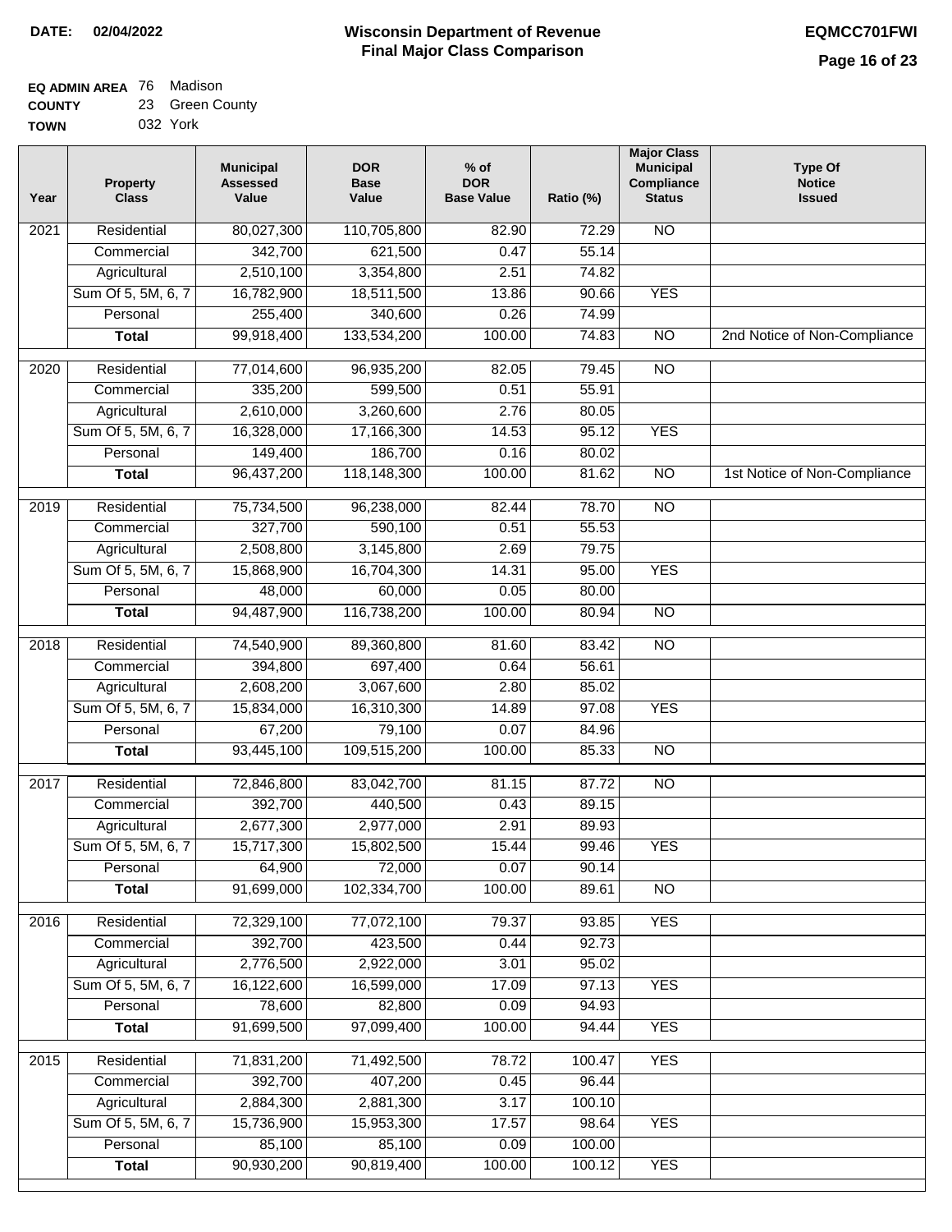**DATE: 02/04/2022**

# Wisconsin Department of Revenue
## Final Major Class Comparison

**EQMCC701FWI**

**EQ ADMIN AREA** 76 Madison
**COUNTY** 23 Green County
**TOWN** 032 York

| Year | Property Class | Municipal Assessed Value | DOR Base Value | % of DOR Base Value | Ratio (%) | Major Class Municipal Compliance Status | Type Of Notice Issued |
|---|---|---|---|---|---|---|---|
| 2021 | Residential | 80,027,300 | 110,705,800 | 82.90 | 72.29 | NO | |
| | Commercial | 342,700 | 621,500 | 0.47 | 55.14 | | |
| | Agricultural | 2,510,100 | 3,354,800 | 2.51 | 74.82 | | |
| | Sum Of 5, 5M, 6, 7 | 16,782,900 | 18,511,500 | 13.86 | 90.66 | YES | |
| | Personal | 255,400 | 340,600 | 0.26 | 74.99 | | |
| | **Total** | 99,918,400 | 133,534,200 | 100.00 | 74.83 | NO | 2nd Notice of Non-Compliance |
| 2020 | Residential | 77,014,600 | 96,935,200 | 82.05 | 79.45 | NO | |
| | Commercial | 335,200 | 599,500 | 0.51 | 55.91 | | |
| | Agricultural | 2,610,000 | 3,260,600 | 2.76 | 80.05 | | |
| | Sum Of 5, 5M, 6, 7 | 16,328,000 | 17,166,300 | 14.53 | 95.12 | YES | |
| | Personal | 149,400 | 186,700 | 0.16 | 80.02 | | |
| | **Total** | 96,437,200 | 118,148,300 | 100.00 | 81.62 | NO | 1st Notice of Non-Compliance |
| 2019 | Residential | 75,734,500 | 96,238,000 | 82.44 | 78.70 | NO | |
| | Commercial | 327,700 | 590,100 | 0.51 | 55.53 | | |
| | Agricultural | 2,508,800 | 3,145,800 | 2.69 | 79.75 | | |
| | Sum Of 5, 5M, 6, 7 | 15,868,900 | 16,704,300 | 14.31 | 95.00 | YES | |
| | Personal | 48,000 | 60,000 | 0.05 | 80.00 | | |
| | **Total** | 94,487,900 | 116,738,200 | 100.00 | 80.94 | NO | |
| 2018 | Residential | 74,540,900 | 89,360,800 | 81.60 | 83.42 | NO | |
| | Commercial | 394,800 | 697,400 | 0.64 | 56.61 | | |
| | Agricultural | 2,608,200 | 3,067,600 | 2.80 | 85.02 | | |
| | Sum Of 5, 5M, 6, 7 | 15,834,000 | 16,310,300 | 14.89 | 97.08 | YES | |
| | Personal | 67,200 | 79,100 | 0.07 | 84.96 | | |
| | **Total** | 93,445,100 | 109,515,200 | 100.00 | 85.33 | NO | |
| 2017 | Residential | 72,846,800 | 83,042,700 | 81.15 | 87.72 | NO | |
| | Commercial | 392,700 | 440,500 | 0.43 | 89.15 | | |
| | Agricultural | 2,677,300 | 2,977,000 | 2.91 | 89.93 | | |
| | Sum Of 5, 5M, 6, 7 | 15,717,300 | 15,802,500 | 15.44 | 99.46 | YES | |
| | Personal | 64,900 | 72,000 | 0.07 | 90.14 | | |
| | **Total** | 91,699,000 | 102,334,700 | 100.00 | 89.61 | NO | |
| 2016 | Residential | 72,329,100 | 77,072,100 | 79.37 | 93.85 | YES | |
| | Commercial | 392,700 | 423,500 | 0.44 | 92.73 | | |
| | Agricultural | 2,776,500 | 2,922,000 | 3.01 | 95.02 | | |
| | Sum Of 5, 5M, 6, 7 | 16,122,600 | 16,599,000 | 17.09 | 97.13 | YES | |
| | Personal | 78,600 | 82,800 | 0.09 | 94.93 | | |
| | **Total** | 91,699,500 | 97,099,400 | 100.00 | 94.44 | YES | |
| 2015 | Residential | 71,831,200 | 71,492,500 | 78.72 | 100.47 | YES | |
| | Commercial | 392,700 | 407,200 | 0.45 | 96.44 | | |
| | Agricultural | 2,884,300 | 2,881,300 | 3.17 | 100.10 | | |
| | Sum Of 5, 5M, 6, 7 | 15,736,900 | 15,953,300 | 17.57 | 98.64 | YES | |
| | Personal | 85,100 | 85,100 | 0.09 | 100.00 | | |
| | **Total** | 90,930,200 | 90,819,400 | 100.00 | 100.12 | YES | |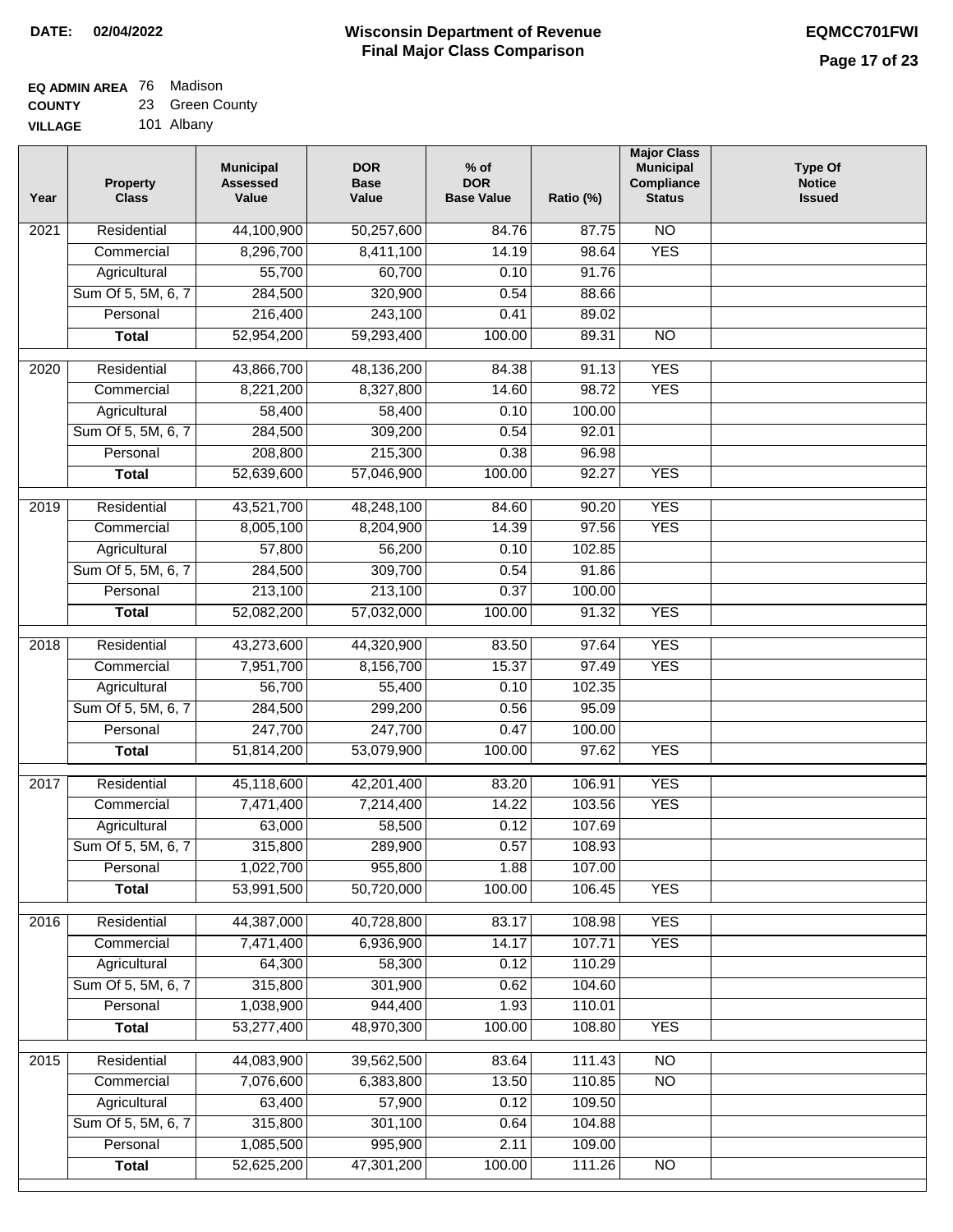**DATE: 02/04/2022**

# Wisconsin Department of Revenue
## Final Major Class Comparison

**EQMCC701FWI**

**EQ ADMIN AREA** 76 Madison
**COUNTY** 23 Green County
**VILLAGE** 101 Albany

| Year | Property Class | Municipal Assessed Value | DOR Base Value | % of DOR Base Value | Ratio (%) | Major Class Municipal Compliance Status | Type Of Notice Issued |
|---|---|---|---|---|---|---|---|
| 2021 | Residential | 44,100,900 | 50,257,600 | 84.76 | 87.75 | NO | |
| | Commercial | 8,296,700 | 8,411,100 | 14.19 | 98.64 | YES | |
| | Agricultural | 55,700 | 60,700 | 0.10 | 91.76 | | |
| | Sum Of 5, 5M, 6, 7 | 284,500 | 320,900 | 0.54 | 88.66 | | |
| | Personal | 216,400 | 243,100 | 0.41 | 89.02 | | |
| | **Total** | 52,954,200 | 59,293,400 | 100.00 | 89.31 | NO | |
| 2020 | Residential | 43,866,700 | 48,136,200 | 84.38 | 91.13 | YES | |
| | Commercial | 8,221,200 | 8,327,800 | 14.60 | 98.72 | YES | |
| | Agricultural | 58,400 | 58,400 | 0.10 | 100.00 | | |
| | Sum Of 5, 5M, 6, 7 | 284,500 | 309,200 | 0.54 | 92.01 | | |
| | Personal | 208,800 | 215,300 | 0.38 | 96.98 | | |
| | **Total** | 52,639,600 | 57,046,900 | 100.00 | 92.27 | YES | |
| 2019 | Residential | 43,521,700 | 48,248,100 | 84.60 | 90.20 | YES | |
| | Commercial | 8,005,100 | 8,204,900 | 14.39 | 97.56 | YES | |
| | Agricultural | 57,800 | 56,200 | 0.10 | 102.85 | | |
| | Sum Of 5, 5M, 6, 7 | 284,500 | 309,700 | 0.54 | 91.86 | | |
| | Personal | 213,100 | 213,100 | 0.37 | 100.00 | | |
| | **Total** | 52,082,200 | 57,032,000 | 100.00 | 91.32 | YES | |
| 2018 | Residential | 43,273,600 | 44,320,900 | 83.50 | 97.64 | YES | |
| | Commercial | 7,951,700 | 8,156,700 | 15.37 | 97.49 | YES | |
| | Agricultural | 56,700 | 55,400 | 0.10 | 102.35 | | |
| | Sum Of 5, 5M, 6, 7 | 284,500 | 299,200 | 0.56 | 95.09 | | |
| | Personal | 247,700 | 247,700 | 0.47 | 100.00 | | |
| | **Total** | 51,814,200 | 53,079,900 | 100.00 | 97.62 | YES | |
| 2017 | Residential | 45,118,600 | 42,201,400 | 83.20 | 106.91 | YES | |
| | Commercial | 7,471,400 | 7,214,400 | 14.22 | 103.56 | YES | |
| | Agricultural | 63,000 | 58,500 | 0.12 | 107.69 | | |
| | Sum Of 5, 5M, 6, 7 | 315,800 | 289,900 | 0.57 | 108.93 | | |
| | Personal | 1,022,700 | 955,800 | 1.88 | 107.00 | | |
| | **Total** | 53,991,500 | 50,720,000 | 100.00 | 106.45 | YES | |
| 2016 | Residential | 44,387,000 | 40,728,800 | 83.17 | 108.98 | YES | |
| | Commercial | 7,471,400 | 6,936,900 | 14.17 | 107.71 | YES | |
| | Agricultural | 64,300 | 58,300 | 0.12 | 110.29 | | |
| | Sum Of 5, 5M, 6, 7 | 315,800 | 301,900 | 0.62 | 104.60 | | |
| | Personal | 1,038,900 | 944,400 | 1.93 | 110.01 | | |
| | **Total** | 53,277,400 | 48,970,300 | 100.00 | 108.80 | YES | |
| 2015 | Residential | 44,083,900 | 39,562,500 | 83.64 | 111.43 | NO | |
| | Commercial | 7,076,600 | 6,383,800 | 13.50 | 110.85 | NO | |
| | Agricultural | 63,400 | 57,900 | 0.12 | 109.50 | | |
| | Sum Of 5, 5M, 6, 7 | 315,800 | 301,100 | 0.64 | 104.88 | | |
| | Personal | 1,085,500 | 995,900 | 2.11 | 109.00 | | |
| | **Total** | 52,625,200 | 47,301,200 | 100.00 | 111.26 | NO | |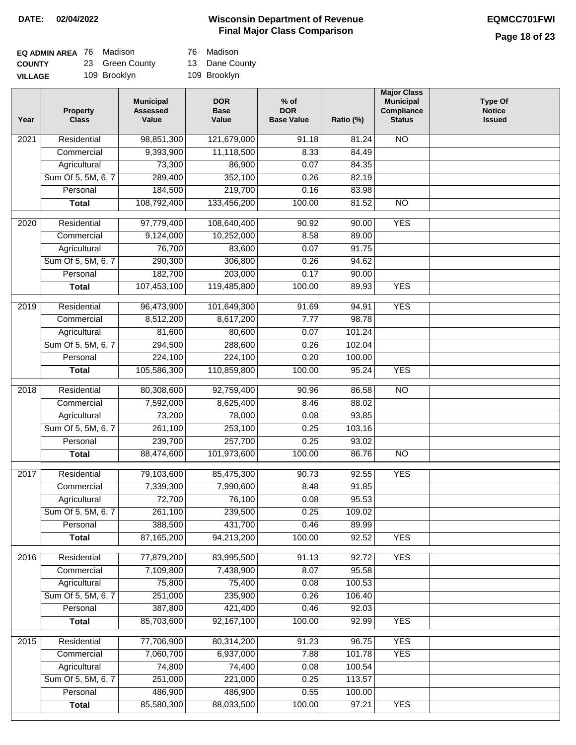**DATE:** 02/04/2022

# Wisconsin Department of Revenue
## Final Major Class Comparison

**EQMCC701FWI**

| | | | | |
|---|---|---|---|---|
| **EQ ADMIN AREA** | 76 | Madison | 76 | Madison |
| **COUNTY** | 23 | Green County | 13 | Dane County |
| **VILLAGE** | | 109 Brooklyn | | 109 Brooklyn |

| Year | Property Class | Municipal Assessed Value | DOR Base Value | % of DOR Base Value | Ratio (%) | Major Class Municipal Compliance Status | Type Of Notice Issued |
|---|---|---|---|---|---|---|---|
| 2021 | Residential | 98,851,300 | 121,679,000 | 91.18 | 81.24 | NO | |
| | Commercial | 9,393,900 | 11,118,500 | 8.33 | 84.49 | | |
| | Agricultural | 73,300 | 86,900 | 0.07 | 84.35 | | |
| | Sum Of 5, 5M, 6, 7 | 289,400 | 352,100 | 0.26 | 82.19 | | |
| | Personal | 184,500 | 219,700 | 0.16 | 83.98 | | |
| | **Total** | 108,792,400 | 133,456,200 | 100.00 | 81.52 | NO | |
| 2020 | Residential | 97,779,400 | 108,640,400 | 90.92 | 90.00 | YES | |
| | Commercial | 9,124,000 | 10,252,000 | 8.58 | 89.00 | | |
| | Agricultural | 76,700 | 83,600 | 0.07 | 91.75 | | |
| | Sum Of 5, 5M, 6, 7 | 290,300 | 306,800 | 0.26 | 94.62 | | |
| | Personal | 182,700 | 203,000 | 0.17 | 90.00 | | |
| | **Total** | 107,453,100 | 119,485,800 | 100.00 | 89.93 | YES | |
| 2019 | Residential | 96,473,900 | 101,649,300 | 91.69 | 94.91 | YES | |
| | Commercial | 8,512,200 | 8,617,200 | 7.77 | 98.78 | | |
| | Agricultural | 81,600 | 80,600 | 0.07 | 101.24 | | |
| | Sum Of 5, 5M, 6, 7 | 294,500 | 288,600 | 0.26 | 102.04 | | |
| | Personal | 224,100 | 224,100 | 0.20 | 100.00 | | |
| | **Total** | 105,586,300 | 110,859,800 | 100.00 | 95.24 | YES | |
| 2018 | Residential | 80,308,600 | 92,759,400 | 90.96 | 86.58 | NO | |
| | Commercial | 7,592,000 | 8,625,400 | 8.46 | 88.02 | | |
| | Agricultural | 73,200 | 78,000 | 0.08 | 93.85 | | |
| | Sum Of 5, 5M, 6, 7 | 261,100 | 253,100 | 0.25 | 103.16 | | |
| | Personal | 239,700 | 257,700 | 0.25 | 93.02 | | |
| | **Total** | 88,474,600 | 101,973,600 | 100.00 | 86.76 | NO | |
| 2017 | Residential | 79,103,600 | 85,475,300 | 90.73 | 92.55 | YES | |
| | Commercial | 7,339,300 | 7,990,600 | 8.48 | 91.85 | | |
| | Agricultural | 72,700 | 76,100 | 0.08 | 95.53 | | |
| | Sum Of 5, 5M, 6, 7 | 261,100 | 239,500 | 0.25 | 109.02 | | |
| | Personal | 388,500 | 431,700 | 0.46 | 89.99 | | |
| | **Total** | 87,165,200 | 94,213,200 | 100.00 | 92.52 | YES | |
| 2016 | Residential | 77,879,200 | 83,995,500 | 91.13 | 92.72 | YES | |
| | Commercial | 7,109,800 | 7,438,900 | 8.07 | 95.58 | | |
| | Agricultural | 75,800 | 75,400 | 0.08 | 100.53 | | |
| | Sum Of 5, 5M, 6, 7 | 251,000 | 235,900 | 0.26 | 106.40 | | |
| | Personal | 387,800 | 421,400 | 0.46 | 92.03 | | |
| | **Total** | 85,703,600 | 92,167,100 | 100.00 | 92.99 | YES | |
| 2015 | Residential | 77,706,900 | 80,314,200 | 91.23 | 96.75 | YES | |
| | Commercial | 7,060,700 | 6,937,000 | 7.88 | 101.78 | YES | |
| | Agricultural | 74,800 | 74,400 | 0.08 | 100.54 | | |
| | Sum Of 5, 5M, 6, 7 | 251,000 | 221,000 | 0.25 | 113.57 | | |
| | Personal | 486,900 | 486,900 | 0.55 | 100.00 | | |
| | **Total** | 85,580,300 | 88,033,500 | 100.00 | 97.21 | YES | |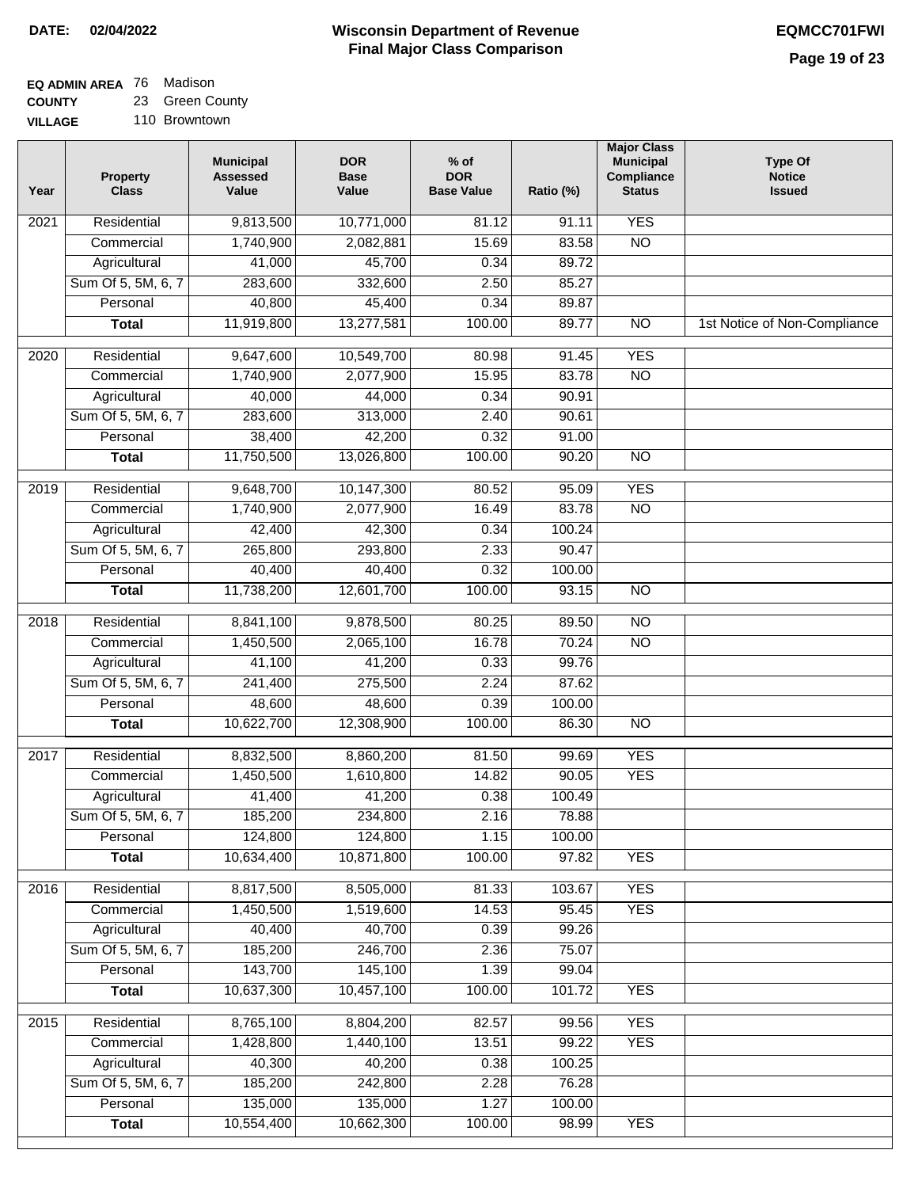DATE: 02/04/2022

# Wisconsin Department of Revenue
## Final Major Class Comparison

EQMCC701FWI

**EQ ADMIN AREA** 76 Madison
**COUNTY** 23 Green County
**VILLAGE** 110 Browntown

| Year | Property Class | Municipal Assessed Value | DOR Base Value | % of DOR Base Value | Ratio (%) | Major Class Municipal Compliance Status | Type Of Notice Issued |
|---|---|---|---|---|---|---|---|
| 2021 | Residential | 9,813,500 | 10,771,000 | 81.12 | 91.11 | YES | |
| | Commercial | 1,740,900 | 2,082,881 | 15.69 | 83.58 | NO | |
| | Agricultural | 41,000 | 45,700 | 0.34 | 89.72 | | |
| | Sum Of 5, 5M, 6, 7 | 283,600 | 332,600 | 2.50 | 85.27 | | |
| | Personal | 40,800 | 45,400 | 0.34 | 89.87 | | |
| | **Total** | 11,919,800 | 13,277,581 | 100.00 | 89.77 | NO | 1st Notice of Non-Compliance |
| 2020 | Residential | 9,647,600 | 10,549,700 | 80.98 | 91.45 | YES | |
| | Commercial | 1,740,900 | 2,077,900 | 15.95 | 83.78 | NO | |
| | Agricultural | 40,000 | 44,000 | 0.34 | 90.91 | | |
| | Sum Of 5, 5M, 6, 7 | 283,600 | 313,000 | 2.40 | 90.61 | | |
| | Personal | 38,400 | 42,200 | 0.32 | 91.00 | | |
| | **Total** | 11,750,500 | 13,026,800 | 100.00 | 90.20 | NO | |
| 2019 | Residential | 9,648,700 | 10,147,300 | 80.52 | 95.09 | YES | |
| | Commercial | 1,740,900 | 2,077,900 | 16.49 | 83.78 | NO | |
| | Agricultural | 42,400 | 42,300 | 0.34 | 100.24 | | |
| | Sum Of 5, 5M, 6, 7 | 265,800 | 293,800 | 2.33 | 90.47 | | |
| | Personal | 40,400 | 40,400 | 0.32 | 100.00 | | |
| | **Total** | 11,738,200 | 12,601,700 | 100.00 | 93.15 | NO | |
| 2018 | Residential | 8,841,100 | 9,878,500 | 80.25 | 89.50 | NO | |
| | Commercial | 1,450,500 | 2,065,100 | 16.78 | 70.24 | NO | |
| | Agricultural | 41,100 | 41,200 | 0.33 | 99.76 | | |
| | Sum Of 5, 5M, 6, 7 | 241,400 | 275,500 | 2.24 | 87.62 | | |
| | Personal | 48,600 | 48,600 | 0.39 | 100.00 | | |
| | **Total** | 10,622,700 | 12,308,900 | 100.00 | 86.30 | NO | |
| 2017 | Residential | 8,832,500 | 8,860,200 | 81.50 | 99.69 | YES | |
| | Commercial | 1,450,500 | 1,610,800 | 14.82 | 90.05 | YES | |
| | Agricultural | 41,400 | 41,200 | 0.38 | 100.49 | | |
| | Sum Of 5, 5M, 6, 7 | 185,200 | 234,800 | 2.16 | 78.88 | | |
| | Personal | 124,800 | 124,800 | 1.15 | 100.00 | | |
| | **Total** | 10,634,400 | 10,871,800 | 100.00 | 97.82 | YES | |
| 2016 | Residential | 8,817,500 | 8,505,000 | 81.33 | 103.67 | YES | |
| | Commercial | 1,450,500 | 1,519,600 | 14.53 | 95.45 | YES | |
| | Agricultural | 40,400 | 40,700 | 0.39 | 99.26 | | |
| | Sum Of 5, 5M, 6, 7 | 185,200 | 246,700 | 2.36 | 75.07 | | |
| | Personal | 143,700 | 145,100 | 1.39 | 99.04 | | |
| | **Total** | 10,637,300 | 10,457,100 | 100.00 | 101.72 | YES | |
| 2015 | Residential | 8,765,100 | 8,804,200 | 82.57 | 99.56 | YES | |
| | Commercial | 1,428,800 | 1,440,100 | 13.51 | 99.22 | YES | |
| | Agricultural | 40,300 | 40,200 | 0.38 | 100.25 | | |
| | Sum Of 5, 5M, 6, 7 | 185,200 | 242,800 | 2.28 | 76.28 | | |
| | Personal | 135,000 | 135,000 | 1.27 | 100.00 | | |
| | **Total** | 10,554,400 | 10,662,300 | 100.00 | 98.99 | YES | |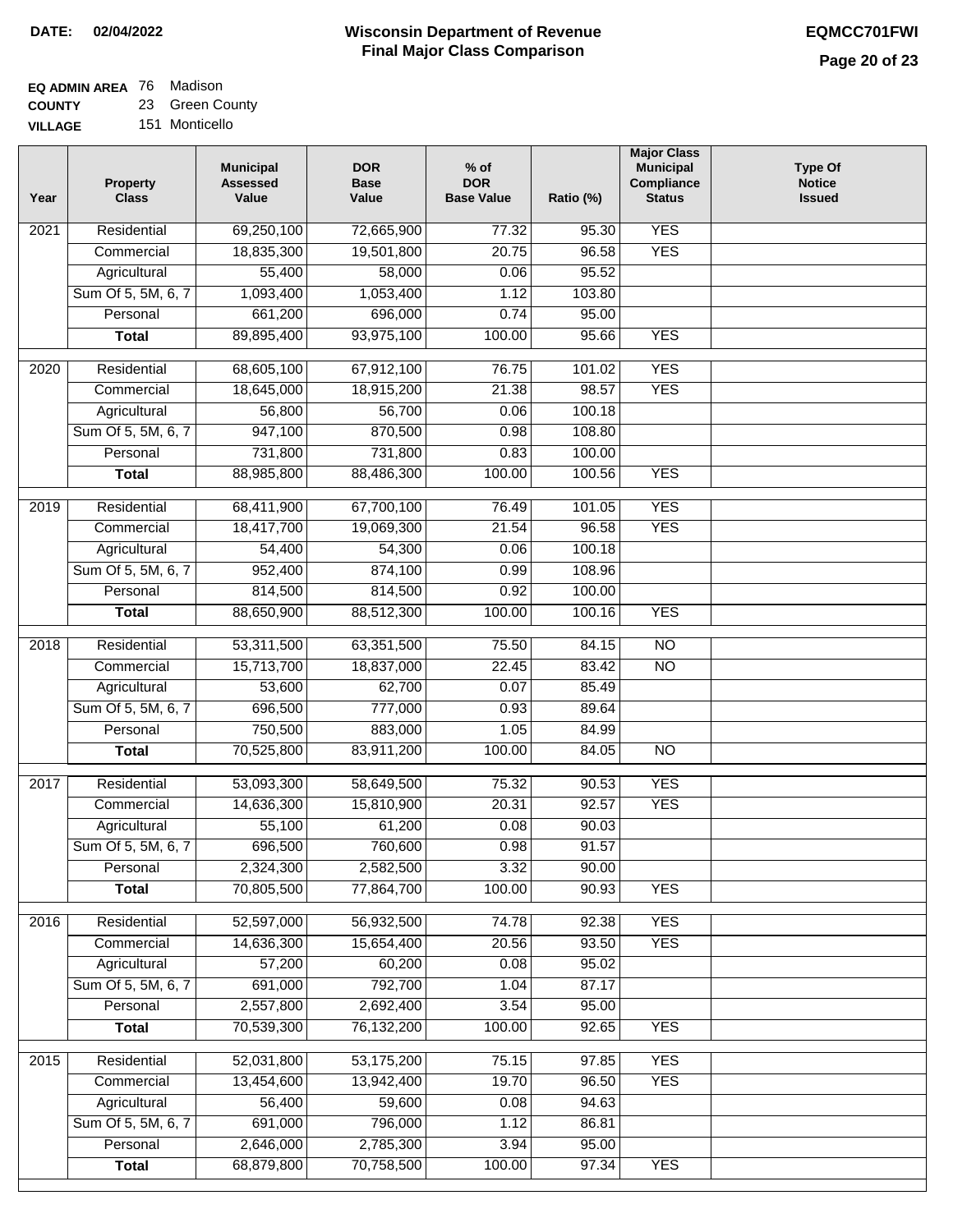**DATE:** 02/04/2022

# Wisconsin Department of Revenue
## Final Major Class Comparison

**EQMCC701FWI**

**EQ ADMIN AREA** 76 Madison
**COUNTY** 23 Green County
**VILLAGE** 151 Monticello

| Year | Property Class | Municipal Assessed Value | DOR Base Value | % of DOR Base Value | Ratio (%) | Major Class Municipal Compliance Status | Type Of Notice Issued |
|---|---|---|---|---|---|---|---|
| 2021 | Residential | 69,250,100 | 72,665,900 | 77.32 | 95.30 | YES | |
| | Commercial | 18,835,300 | 19,501,800 | 20.75 | 96.58 | YES | |
| | Agricultural | 55,400 | 58,000 | 0.06 | 95.52 | | |
| | Sum Of 5, 5M, 6, 7 | 1,093,400 | 1,053,400 | 1.12 | 103.80 | | |
| | Personal | 661,200 | 696,000 | 0.74 | 95.00 | | |
| | **Total** | 89,895,400 | 93,975,100 | 100.00 | 95.66 | YES | |
| 2020 | Residential | 68,605,100 | 67,912,100 | 76.75 | 101.02 | YES | |
| | Commercial | 18,645,000 | 18,915,200 | 21.38 | 98.57 | YES | |
| | Agricultural | 56,800 | 56,700 | 0.06 | 100.18 | | |
| | Sum Of 5, 5M, 6, 7 | 947,100 | 870,500 | 0.98 | 108.80 | | |
| | Personal | 731,800 | 731,800 | 0.83 | 100.00 | | |
| | **Total** | 88,985,800 | 88,486,300 | 100.00 | 100.56 | YES | |
| 2019 | Residential | 68,411,900 | 67,700,100 | 76.49 | 101.05 | YES | |
| | Commercial | 18,417,700 | 19,069,300 | 21.54 | 96.58 | YES | |
| | Agricultural | 54,400 | 54,300 | 0.06 | 100.18 | | |
| | Sum Of 5, 5M, 6, 7 | 952,400 | 874,100 | 0.99 | 108.96 | | |
| | Personal | 814,500 | 814,500 | 0.92 | 100.00 | | |
| | **Total** | 88,650,900 | 88,512,300 | 100.00 | 100.16 | YES | |
| 2018 | Residential | 53,311,500 | 63,351,500 | 75.50 | 84.15 | NO | |
| | Commercial | 15,713,700 | 18,837,000 | 22.45 | 83.42 | NO | |
| | Agricultural | 53,600 | 62,700 | 0.07 | 85.49 | | |
| | Sum Of 5, 5M, 6, 7 | 696,500 | 777,000 | 0.93 | 89.64 | | |
| | Personal | 750,500 | 883,000 | 1.05 | 84.99 | | |
| | **Total** | 70,525,800 | 83,911,200 | 100.00 | 84.05 | NO | |
| 2017 | Residential | 53,093,300 | 58,649,500 | 75.32 | 90.53 | YES | |
| | Commercial | 14,636,300 | 15,810,900 | 20.31 | 92.57 | YES | |
| | Agricultural | 55,100 | 61,200 | 0.08 | 90.03 | | |
| | Sum Of 5, 5M, 6, 7 | 696,500 | 760,600 | 0.98 | 91.57 | | |
| | Personal | 2,324,300 | 2,582,500 | 3.32 | 90.00 | | |
| | **Total** | 70,805,500 | 77,864,700 | 100.00 | 90.93 | YES | |
| 2016 | Residential | 52,597,000 | 56,932,500 | 74.78 | 92.38 | YES | |
| | Commercial | 14,636,300 | 15,654,400 | 20.56 | 93.50 | YES | |
| | Agricultural | 57,200 | 60,200 | 0.08 | 95.02 | | |
| | Sum Of 5, 5M, 6, 7 | 691,000 | 792,700 | 1.04 | 87.17 | | |
| | Personal | 2,557,800 | 2,692,400 | 3.54 | 95.00 | | |
| | **Total** | 70,539,300 | 76,132,200 | 100.00 | 92.65 | YES | |
| 2015 | Residential | 52,031,800 | 53,175,200 | 75.15 | 97.85 | YES | |
| | Commercial | 13,454,600 | 13,942,400 | 19.70 | 96.50 | YES | |
| | Agricultural | 56,400 | 59,600 | 0.08 | 94.63 | | |
| | Sum Of 5, 5M, 6, 7 | 691,000 | 796,000 | 1.12 | 86.81 | | |
| | Personal | 2,646,000 | 2,785,300 | 3.94 | 95.00 | | |
| | **Total** | 68,879,800 | 70,758,500 | 100.00 | 97.34 | YES | |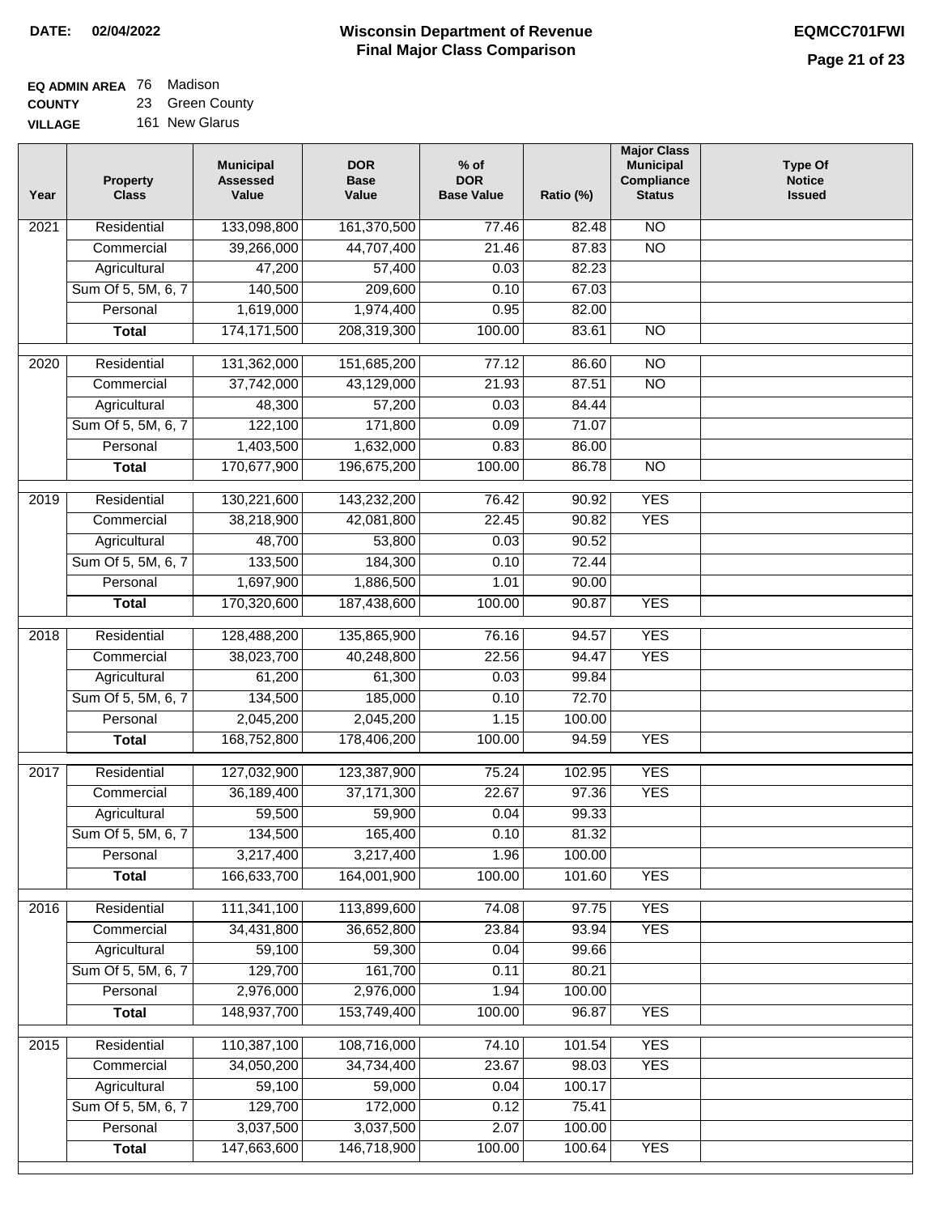**DATE: 02/04/2022**

# Wisconsin Department of Revenue
## Final Major Class Comparison

**EQMCC701FWI**

**EQ ADMIN AREA** 76 Madison
**COUNTY** 23 Green County
**VILLAGE** 161 New Glarus

| Year | Property Class | Municipal Assessed Value | DOR Base Value | % of DOR Base Value | Ratio (%) | Major Class Municipal Compliance Status | Type Of Notice Issued |
|---|---|---|---|---|---|---|---|
| 2021 | Residential | 133,098,800 | 161,370,500 | 77.46 | 82.48 | NO | |
| | Commercial | 39,266,000 | 44,707,400 | 21.46 | 87.83 | NO | |
| | Agricultural | 47,200 | 57,400 | 0.03 | 82.23 | | |
| | Sum Of 5, 5M, 6, 7 | 140,500 | 209,600 | 0.10 | 67.03 | | |
| | Personal | 1,619,000 | 1,974,400 | 0.95 | 82.00 | | |
| | **Total** | 174,171,500 | 208,319,300 | 100.00 | 83.61 | NO | |
| 2020 | Residential | 131,362,000 | 151,685,200 | 77.12 | 86.60 | NO | |
| | Commercial | 37,742,000 | 43,129,000 | 21.93 | 87.51 | NO | |
| | Agricultural | 48,300 | 57,200 | 0.03 | 84.44 | | |
| | Sum Of 5, 5M, 6, 7 | 122,100 | 171,800 | 0.09 | 71.07 | | |
| | Personal | 1,403,500 | 1,632,000 | 0.83 | 86.00 | | |
| | **Total** | 170,677,900 | 196,675,200 | 100.00 | 86.78 | NO | |
| 2019 | Residential | 130,221,600 | 143,232,200 | 76.42 | 90.92 | YES | |
| | Commercial | 38,218,900 | 42,081,800 | 22.45 | 90.82 | YES | |
| | Agricultural | 48,700 | 53,800 | 0.03 | 90.52 | | |
| | Sum Of 5, 5M, 6, 7 | 133,500 | 184,300 | 0.10 | 72.44 | | |
| | Personal | 1,697,900 | 1,886,500 | 1.01 | 90.00 | | |
| | **Total** | 170,320,600 | 187,438,600 | 100.00 | 90.87 | YES | |
| 2018 | Residential | 128,488,200 | 135,865,900 | 76.16 | 94.57 | YES | |
| | Commercial | 38,023,700 | 40,248,800 | 22.56 | 94.47 | YES | |
| | Agricultural | 61,200 | 61,300 | 0.03 | 99.84 | | |
| | Sum Of 5, 5M, 6, 7 | 134,500 | 185,000 | 0.10 | 72.70 | | |
| | Personal | 2,045,200 | 2,045,200 | 1.15 | 100.00 | | |
| | **Total** | 168,752,800 | 178,406,200 | 100.00 | 94.59 | YES | |
| 2017 | Residential | 127,032,900 | 123,387,900 | 75.24 | 102.95 | YES | |
| | Commercial | 36,189,400 | 37,171,300 | 22.67 | 97.36 | YES | |
| | Agricultural | 59,500 | 59,900 | 0.04 | 99.33 | | |
| | Sum Of 5, 5M, 6, 7 | 134,500 | 165,400 | 0.10 | 81.32 | | |
| | Personal | 3,217,400 | 3,217,400 | 1.96 | 100.00 | | |
| | **Total** | 166,633,700 | 164,001,900 | 100.00 | 101.60 | YES | |
| 2016 | Residential | 111,341,100 | 113,899,600 | 74.08 | 97.75 | YES | |
| | Commercial | 34,431,800 | 36,652,800 | 23.84 | 93.94 | YES | |
| | Agricultural | 59,100 | 59,300 | 0.04 | 99.66 | | |
| | Sum Of 5, 5M, 6, 7 | 129,700 | 161,700 | 0.11 | 80.21 | | |
| | Personal | 2,976,000 | 2,976,000 | 1.94 | 100.00 | | |
| | **Total** | 148,937,700 | 153,749,400 | 100.00 | 96.87 | YES | |
| 2015 | Residential | 110,387,100 | 108,716,000 | 74.10 | 101.54 | YES | |
| | Commercial | 34,050,200 | 34,734,400 | 23.67 | 98.03 | YES | |
| | Agricultural | 59,100 | 59,000 | 0.04 | 100.17 | | |
| | Sum Of 5, 5M, 6, 7 | 129,700 | 172,000 | 0.12 | 75.41 | | |
| | Personal | 3,037,500 | 3,037,500 | 2.07 | 100.00 | | |
| | **Total** | 147,663,600 | 146,718,900 | 100.00 | 100.64 | YES | |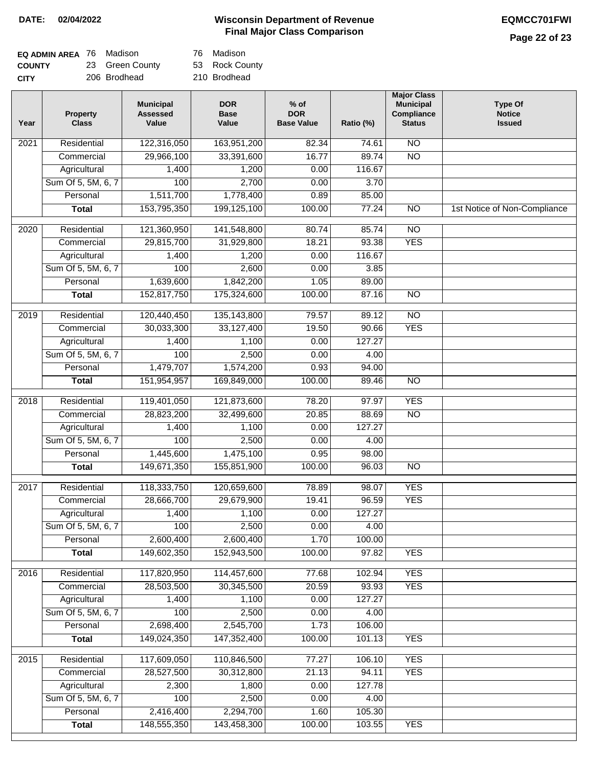**DATE: 02/04/2022**

# Wisconsin Department of Revenue
## Final Major Class Comparison

**EQMCC701FWI**

| | | | | |
|---|---|---|---|---|
| **EQ ADMIN AREA** | 76 | Madison | 76 | Madison |
| **COUNTY** | 23 | Green County | 53 | Rock County |
| **CITY** | 206 | Brodhead | 210 | Brodhead |

| Year | Property Class | Municipal Assessed Value | DOR Base Value | % of DOR Base Value | Ratio (%) | Major Class Municipal Compliance Status | Type Of Notice Issued |
|---|---|---|---|---|---|---|---|
| 2021 | Residential | 122,316,050 | 163,951,200 | 82.34 | 74.61 | NO | |
| | Commercial | 29,966,100 | 33,391,600 | 16.77 | 89.74 | NO | |
| | Agricultural | 1,400 | 1,200 | 0.00 | 116.67 | | |
| | Sum Of 5, 5M, 6, 7 | 100 | 2,700 | 0.00 | 3.70 | | |
| | Personal | 1,511,700 | 1,778,400 | 0.89 | 85.00 | | |
| | **Total** | 153,795,350 | 199,125,100 | 100.00 | 77.24 | NO | 1st Notice of Non-Compliance |
| 2020 | Residential | 121,360,950 | 141,548,800 | 80.74 | 85.74 | NO | |
| | Commercial | 29,815,700 | 31,929,800 | 18.21 | 93.38 | YES | |
| | Agricultural | 1,400 | 1,200 | 0.00 | 116.67 | | |
| | Sum Of 5, 5M, 6, 7 | 100 | 2,600 | 0.00 | 3.85 | | |
| | Personal | 1,639,600 | 1,842,200 | 1.05 | 89.00 | | |
| | **Total** | 152,817,750 | 175,324,600 | 100.00 | 87.16 | NO | |
| 2019 | Residential | 120,440,450 | 135,143,800 | 79.57 | 89.12 | NO | |
| | Commercial | 30,033,300 | 33,127,400 | 19.50 | 90.66 | YES | |
| | Agricultural | 1,400 | 1,100 | 0.00 | 127.27 | | |
| | Sum Of 5, 5M, 6, 7 | 100 | 2,500 | 0.00 | 4.00 | | |
| | Personal | 1,479,707 | 1,574,200 | 0.93 | 94.00 | | |
| | **Total** | 151,954,957 | 169,849,000 | 100.00 | 89.46 | NO | |
| 2018 | Residential | 119,401,050 | 121,873,600 | 78.20 | 97.97 | YES | |
| | Commercial | 28,823,200 | 32,499,600 | 20.85 | 88.69 | NO | |
| | Agricultural | 1,400 | 1,100 | 0.00 | 127.27 | | |
| | Sum Of 5, 5M, 6, 7 | 100 | 2,500 | 0.00 | 4.00 | | |
| | Personal | 1,445,600 | 1,475,100 | 0.95 | 98.00 | | |
| | **Total** | 149,671,350 | 155,851,900 | 100.00 | 96.03 | NO | |
| 2017 | Residential | 118,333,750 | 120,659,600 | 78.89 | 98.07 | YES | |
| | Commercial | 28,666,700 | 29,679,900 | 19.41 | 96.59 | YES | |
| | Agricultural | 1,400 | 1,100 | 0.00 | 127.27 | | |
| | Sum Of 5, 5M, 6, 7 | 100 | 2,500 | 0.00 | 4.00 | | |
| | Personal | 2,600,400 | 2,600,400 | 1.70 | 100.00 | | |
| | **Total** | 149,602,350 | 152,943,500 | 100.00 | 97.82 | YES | |
| 2016 | Residential | 117,820,950 | 114,457,600 | 77.68 | 102.94 | YES | |
| | Commercial | 28,503,500 | 30,345,500 | 20.59 | 93.93 | YES | |
| | Agricultural | 1,400 | 1,100 | 0.00 | 127.27 | | |
| | Sum Of 5, 5M, 6, 7 | 100 | 2,500 | 0.00 | 4.00 | | |
| | Personal | 2,698,400 | 2,545,700 | 1.73 | 106.00 | | |
| | **Total** | 149,024,350 | 147,352,400 | 100.00 | 101.13 | YES | |
| 2015 | Residential | 117,609,050 | 110,846,500 | 77.27 | 106.10 | YES | |
| | Commercial | 28,527,500 | 30,312,800 | 21.13 | 94.11 | YES | |
| | Agricultural | 2,300 | 1,800 | 0.00 | 127.78 | | |
| | Sum Of 5, 5M, 6, 7 | 100 | 2,500 | 0.00 | 4.00 | | |
| | Personal | 2,416,400 | 2,294,700 | 1.60 | 105.30 | | |
| | **Total** | 148,555,350 | 143,458,300 | 100.00 | 103.55 | YES | |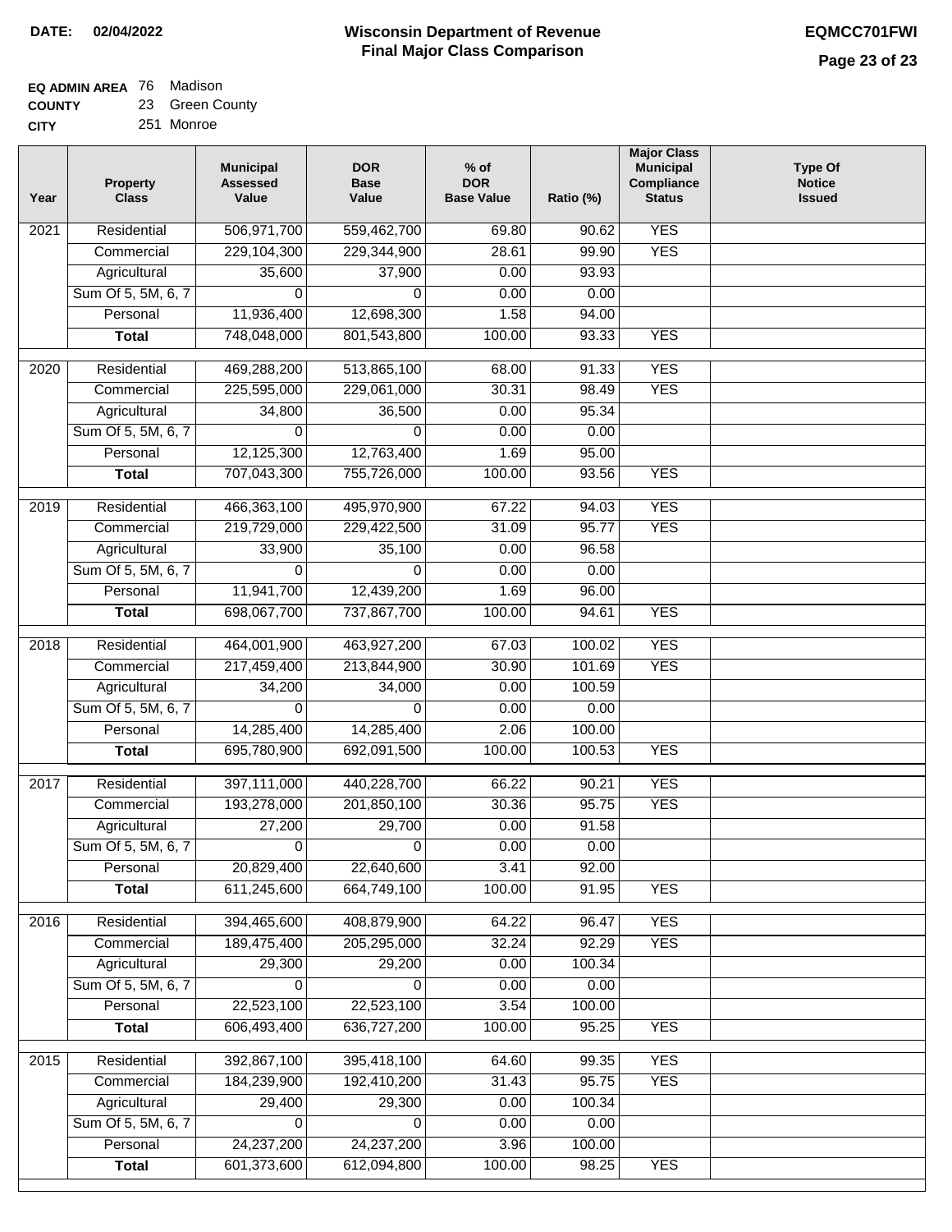**DATE:** 02/04/2022

# Wisconsin Department of Revenue
## Final Major Class Comparison

**EQMCC701FWI**

**EQ ADMIN AREA** 76 Madison
**COUNTY** 23 Green County
**CITY** 251 Monroe

| Year | Property Class | Municipal Assessed Value | DOR Base Value | % of DOR Base Value | Ratio (%) | Major Class Municipal Compliance Status | Type Of Notice Issued |
|---|---|---|---|---|---|---|---|
| 2021 | Residential | 506,971,700 | 559,462,700 | 69.80 | 90.62 | YES | |
| | Commercial | 229,104,300 | 229,344,900 | 28.61 | 99.90 | YES | |
| | Agricultural | 35,600 | 37,900 | 0.00 | 93.93 | | |
| | Sum Of 5, 5M, 6, 7 | 0 | 0 | 0.00 | 0.00 | | |
| | Personal | 11,936,400 | 12,698,300 | 1.58 | 94.00 | | |
| | **Total** | 748,048,000 | 801,543,800 | 100.00 | 93.33 | YES | |
| 2020 | Residential | 469,288,200 | 513,865,100 | 68.00 | 91.33 | YES | |
| | Commercial | 225,595,000 | 229,061,000 | 30.31 | 98.49 | YES | |
| | Agricultural | 34,800 | 36,500 | 0.00 | 95.34 | | |
| | Sum Of 5, 5M, 6, 7 | 0 | 0 | 0.00 | 0.00 | | |
| | Personal | 12,125,300 | 12,763,400 | 1.69 | 95.00 | | |
| | **Total** | 707,043,300 | 755,726,000 | 100.00 | 93.56 | YES | |
| 2019 | Residential | 466,363,100 | 495,970,900 | 67.22 | 94.03 | YES | |
| | Commercial | 219,729,000 | 229,422,500 | 31.09 | 95.77 | YES | |
| | Agricultural | 33,900 | 35,100 | 0.00 | 96.58 | | |
| | Sum Of 5, 5M, 6, 7 | 0 | 0 | 0.00 | 0.00 | | |
| | Personal | 11,941,700 | 12,439,200 | 1.69 | 96.00 | | |
| | **Total** | 698,067,700 | 737,867,700 | 100.00 | 94.61 | YES | |
| 2018 | Residential | 464,001,900 | 463,927,200 | 67.03 | 100.02 | YES | |
| | Commercial | 217,459,400 | 213,844,900 | 30.90 | 101.69 | YES | |
| | Agricultural | 34,200 | 34,000 | 0.00 | 100.59 | | |
| | Sum Of 5, 5M, 6, 7 | 0 | 0 | 0.00 | 0.00 | | |
| | Personal | 14,285,400 | 14,285,400 | 2.06 | 100.00 | | |
| | **Total** | 695,780,900 | 692,091,500 | 100.00 | 100.53 | YES | |
| 2017 | Residential | 397,111,000 | 440,228,700 | 66.22 | 90.21 | YES | |
| | Commercial | 193,278,000 | 201,850,100 | 30.36 | 95.75 | YES | |
| | Agricultural | 27,200 | 29,700 | 0.00 | 91.58 | | |
| | Sum Of 5, 5M, 6, 7 | 0 | 0 | 0.00 | 0.00 | | |
| | Personal | 20,829,400 | 22,640,600 | 3.41 | 92.00 | | |
| | **Total** | 611,245,600 | 664,749,100 | 100.00 | 91.95 | YES | |
| 2016 | Residential | 394,465,600 | 408,879,900 | 64.22 | 96.47 | YES | |
| | Commercial | 189,475,400 | 205,295,000 | 32.24 | 92.29 | YES | |
| | Agricultural | 29,300 | 29,200 | 0.00 | 100.34 | | |
| | Sum Of 5, 5M, 6, 7 | 0 | 0 | 0.00 | 0.00 | | |
| | Personal | 22,523,100 | 22,523,100 | 3.54 | 100.00 | | |
| | **Total** | 606,493,400 | 636,727,200 | 100.00 | 95.25 | YES | |
| 2015 | Residential | 392,867,100 | 395,418,100 | 64.60 | 99.35 | YES | |
| | Commercial | 184,239,900 | 192,410,200 | 31.43 | 95.75 | YES | |
| | Agricultural | 29,400 | 29,300 | 0.00 | 100.34 | | |
| | Sum Of 5, 5M, 6, 7 | 0 | 0 | 0.00 | 0.00 | | |
| | Personal | 24,237,200 | 24,237,200 | 3.96 | 100.00 | | |
| | **Total** | 601,373,600 | 612,094,800 | 100.00 | 98.25 | YES | |